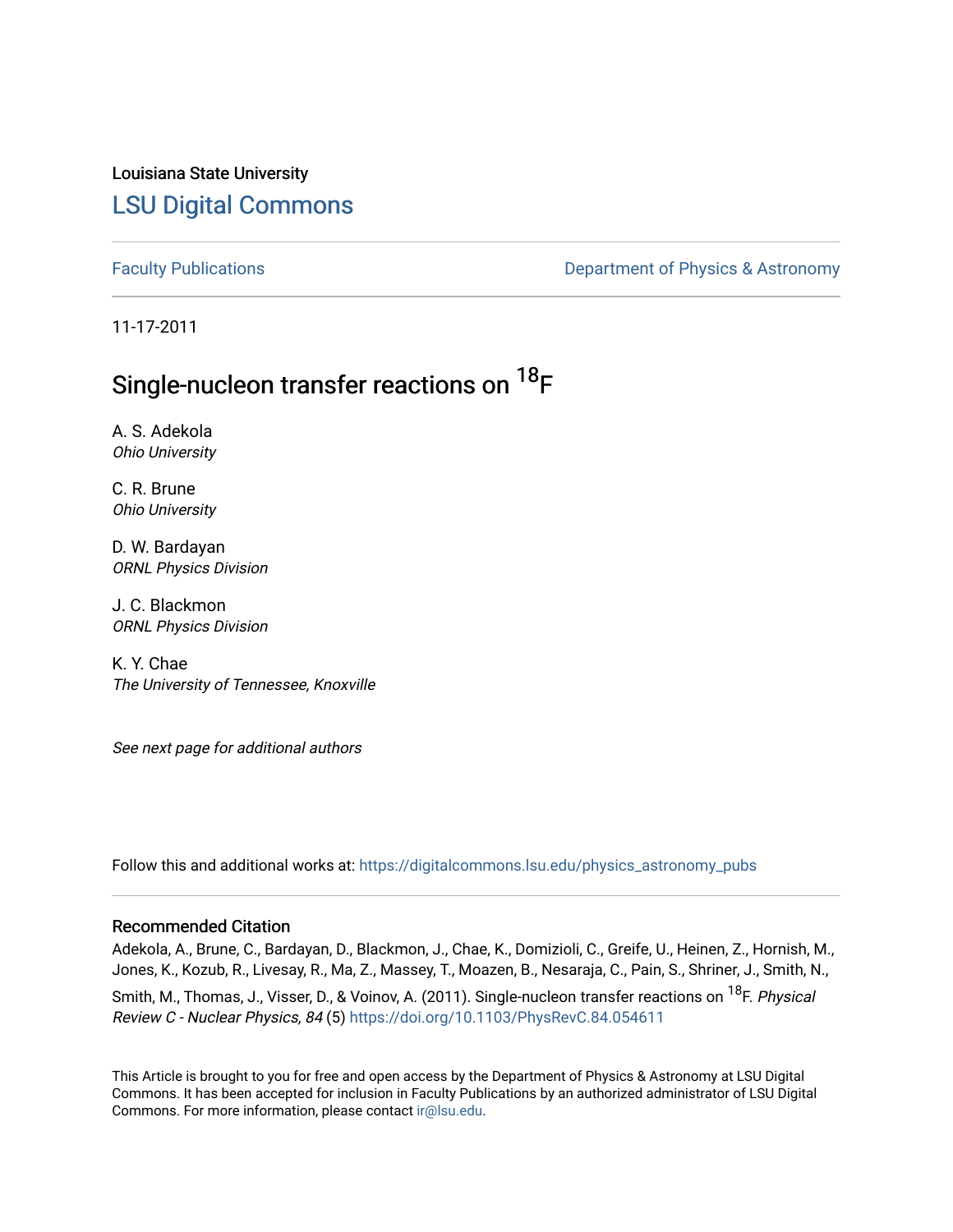Louisiana State University

# LSU Digital Commons

Faculty Publications | Department of Physics & Astronomy

11-17-2011

# Single-nucleon transfer reactions on $^{18}$F

A. S. Adekola
*Ohio University*

C. R. Brune
*Ohio University*

D. W. Bardayan
*ORNL Physics Division*

J. C. Blackmon
*ORNL Physics Division*

K. Y. Chae
*The University of Tennessee, Knoxville*

*See next page for additional authors*

Follow this and additional works at: https://digitalcommons.lsu.edu/physics_astronomy_pubs

## Recommended Citation

Adekola, A., Brune, C., Bardayan, D., Blackmon, J., Chae, K., Domizioli, C., Greife, U., Heinen, Z., Hornish, M., Jones, K., Kozub, R., Livesay, R., Ma, Z., Massey, T., Moazen, B., Nesaraja, C., Pain, S., Shriner, J., Smith, N., Smith, M., Thomas, J., Visser, D., & Voinov, A. (2011). Single-nucleon transfer reactions on $^{18}$F. *Physical Review C - Nuclear Physics, 84* (5) https://doi.org/10.1103/PhysRevC.84.054611

This Article is brought to you for free and open access by the Department of Physics & Astronomy at LSU Digital Commons. It has been accepted for inclusion in Faculty Publications by an authorized administrator of LSU Digital Commons. For more information, please contact ir@lsu.edu.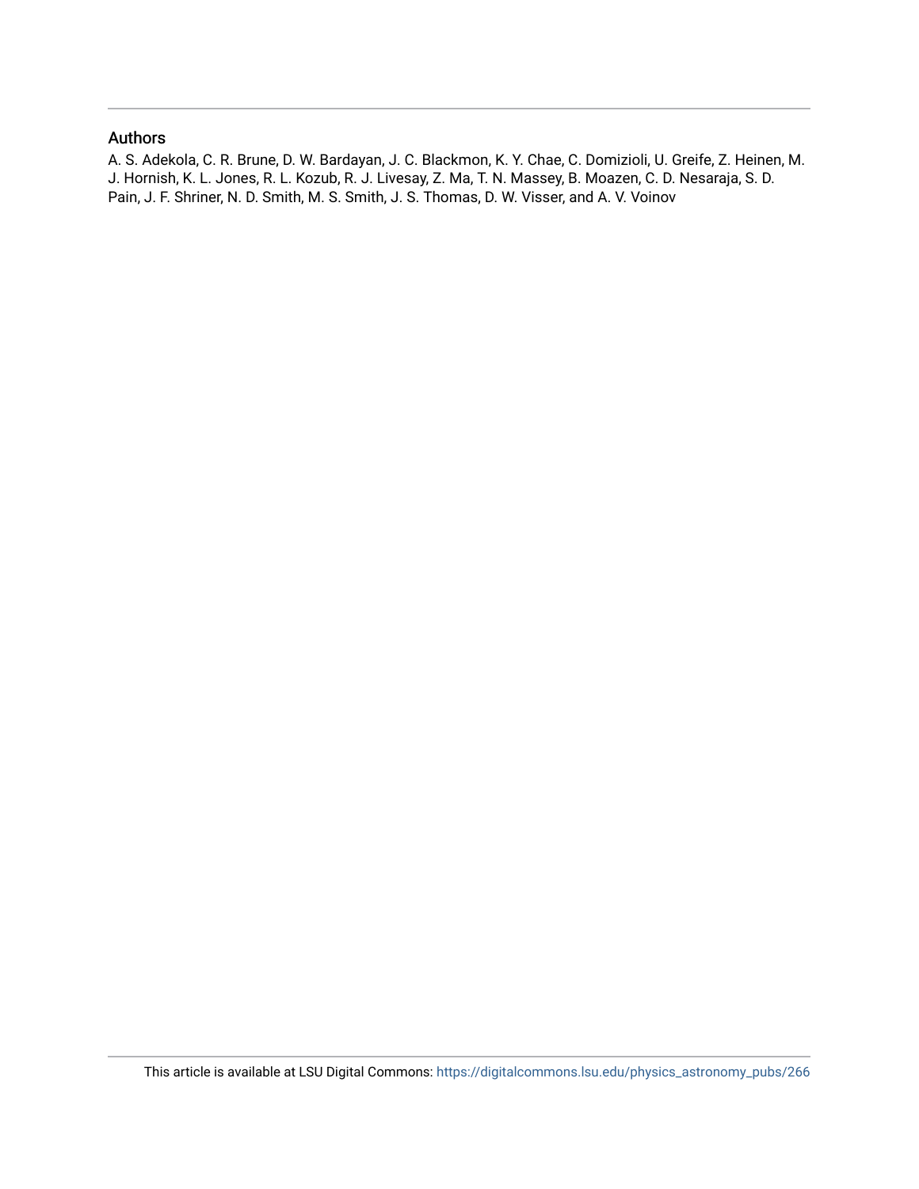## Authors

A. S. Adekola, C. R. Brune, D. W. Bardayan, J. C. Blackmon, K. Y. Chae, C. Domizioli, U. Greife, Z. Heinen, M. J. Hornish, K. L. Jones, R. L. Kozub, R. J. Livesay, Z. Ma, T. N. Massey, B. Moazen, C. D. Nesaraja, S. D. Pain, J. F. Shriner, N. D. Smith, M. S. Smith, J. S. Thomas, D. W. Visser, and A. V. Voinov

This article is available at LSU Digital Commons: https://digitalcommons.lsu.edu/physics_astronomy_pubs/266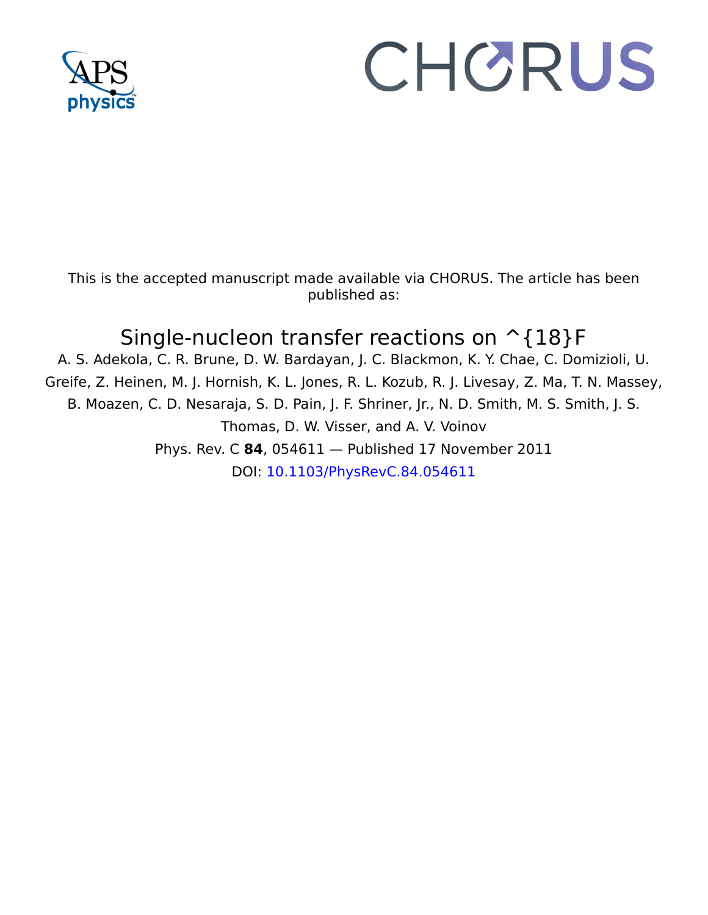This is the accepted manuscript made available via CHORUS. The article has been published as:

# Single-nucleon transfer reactions on ^{18}F

A. S. Adekola, C. R. Brune, D. W. Bardayan, J. C. Blackmon, K. Y. Chae, C. Domizioli, U. Greife, Z. Heinen, M. J. Hornish, K. L. Jones, R. L. Kozub, R. J. Livesay, Z. Ma, T. N. Massey, B. Moazen, C. D. Nesaraja, S. D. Pain, J. F. Shriner, Jr., N. D. Smith, M. S. Smith, J. S. Thomas, D. W. Visser, and A. V. Voinov

Phys. Rev. C **84**, 054611 — Published 17 November 2011

DOI: 10.1103/PhysRevC.84.054611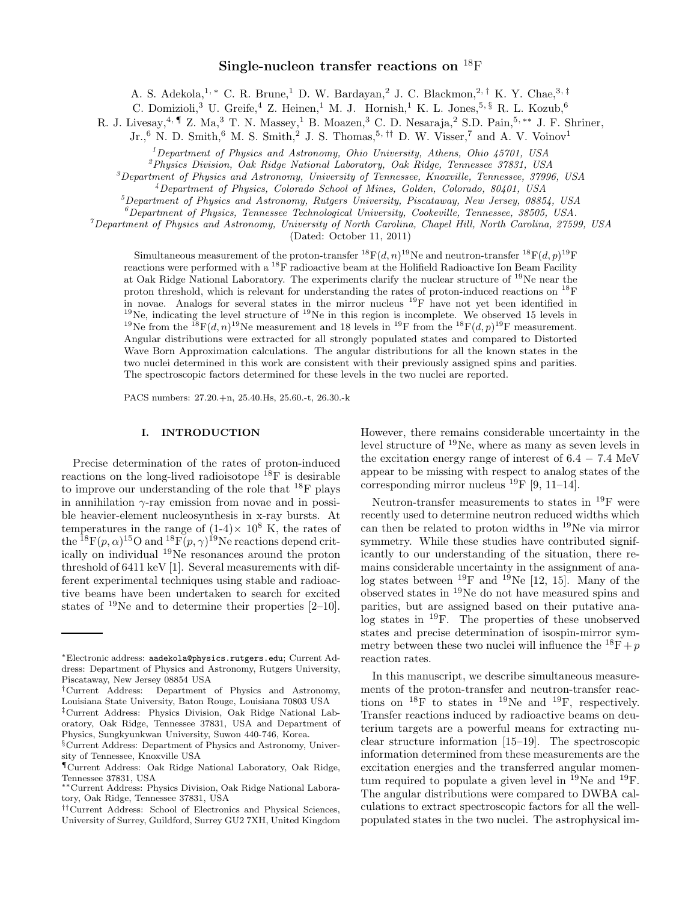# Single-nucleon transfer reactions on $^{18}$F

A. S. Adekola,[1,*] C. R. Brune,[1] D. W. Bardayan,[2] J. C. Blackmon,[2,†] K. Y. Chae,[3,‡] C. Domizioli,[3] U. Greife,[4] Z. Heinen,[1] M. J. Hornish,[1] K. L. Jones,[5,§] R. L. Kozub,[6] R. J. Livesay,[4,¶] Z. Ma,[3] T. N. Massey,[1] B. Moazen,[3] C. D. Nesaraja,[2] S.D. Pain,[5,**] J. F. Shriner, Jr.,[6] N. D. Smith,[6] M. S. Smith,[2] J. S. Thomas,[5,††] D. W. Visser,[7] and A. V. Voinov[1]

[1]Department of Physics and Astronomy, Ohio University, Athens, Ohio 45701, USA
[2]Physics Division, Oak Ridge National Laboratory, Oak Ridge, Tennessee 37831, USA
[3]Department of Physics and Astronomy, University of Tennessee, Knoxville, Tennessee, 37996, USA
[4]Department of Physics, Colorado School of Mines, Golden, Colorado, 80401, USA
[5]Department of Physics and Astronomy, Rutgers University, Piscataway, New Jersey, 08854, USA
[6]Department of Physics, Tennessee Technological University, Cookeville, Tennessee, 38505, USA.
[7]Department of Physics and Astronomy, University of North Carolina, Chapel Hill, North Carolina, 27599, USA

(Dated: October 11, 2011)

Simultaneous measurement of the proton-transfer $^{18}$F$(d,n)^{19}$Ne and neutron-transfer $^{18}$F$(d,p)^{19}$F reactions were performed with a $^{18}$F radioactive beam at the Holifield Radioactive Ion Beam Facility at Oak Ridge National Laboratory. The experiments clarify the nuclear structure of $^{19}$Ne near the proton threshold, which is relevant for understanding the rates of proton-induced reactions on $^{18}$F in novae. Analogs for several states in the mirror nucleus $^{19}$F have not yet been identified in $^{19}$Ne, indicating the level structure of $^{19}$Ne in this region is incomplete. We observed 15 levels in $^{19}$Ne from the $^{18}$F$(d,n)^{19}$Ne measurement and 18 levels in $^{19}$F from the $^{18}$F$(d,p)^{19}$F measurement. Angular distributions were extracted for all strongly populated states and compared to Distorted Wave Born Approximation calculations. The angular distributions for all the known states in the two nuclei determined in this work are consistent with their previously assigned spins and parities. The spectroscopic factors determined for these levels in the two nuclei are reported.

PACS numbers: 27.20.+n, 25.40.Hs, 25.60.-t, 26.30.-k

## I. INTRODUCTION

Precise determination of the rates of proton-induced reactions on the long-lived radioisotope $^{18}$F is desirable to improve our understanding of the role that $^{18}$F plays in annihilation $\gamma$-ray emission from novae and in possible heavier-element nucleosynthesis in x-ray bursts. At temperatures in the range of (1-4)$\times$ $10^8$ K, the rates of the $^{18}$F$(p,\alpha)^{15}$O and $^{18}$F$(p,\gamma)^{19}$Ne reactions depend critically on individual $^{19}$Ne resonances around the proton threshold of 6411 keV [1]. Several measurements with different experimental techniques using stable and radioactive beams have been undertaken to search for excited states of $^{19}$Ne and to determine their properties [2–10]. However, there remains considerable uncertainty in the level structure of $^{19}$Ne, where as many as seven levels in the excitation energy range of interest of $6.4 - 7.4$ MeV appear to be missing with respect to analog states of the corresponding mirror nucleus $^{19}$F [9, 11–14].

Neutron-transfer measurements to states in $^{19}$F were recently used to determine neutron reduced widths which can then be related to proton widths in $^{19}$Ne via mirror symmetry. While these studies have contributed significantly to our understanding of the situation, there remains considerable uncertainty in the assignment of analog states between $^{19}$F and $^{19}$Ne [12, 15]. Many of the observed states in $^{19}$Ne do not have measured spins and parities, but are assigned based on their putative analog states in $^{19}$F. The properties of these unobserved states and precise determination of isospin-mirror symmetry between these two nuclei will influence the $^{18}$F$+p$ reaction rates.

In this manuscript, we describe simultaneous measurements of the proton-transfer and neutron-transfer reactions on $^{18}$F to states in $^{19}$Ne and $^{19}$F, respectively. Transfer reactions induced by radioactive beams on deuterium targets are a powerful means for extracting nuclear structure information [15–19]. The spectroscopic information determined from these measurements are the excitation energies and the transferred angular momentum required to populate a given level in $^{19}$Ne and $^{19}$F. The angular distributions were compared to DWBA calculations to extract spectroscopic factors for all the well-populated states in the two nuclei. The astrophysical im-

---

*Electronic address: aadekola@physics.rutgers.edu; Current Address: Department of Physics and Astronomy, Rutgers University, Piscataway, New Jersey 08854 USA
†Current Address: Department of Physics and Astronomy, Louisiana State University, Baton Rouge, Louisiana 70803 USA
‡Current Address: Physics Division, Oak Ridge National Laboratory, Oak Ridge, Tennessee 37831, USA and Department of Physics, Sungkyunkwan University, Suwon 440-746, Korea.
§Current Address: Department of Physics and Astronomy, University of Tennessee, Knoxville USA
¶Current Address: Oak Ridge National Laboratory, Oak Ridge, Tennessee 37831, USA
**Current Address: Physics Division, Oak Ridge National Laboratory, Oak Ridge, Tennessee 37831, USA
††Current Address: School of Electronics and Physical Sciences, University of Surrey, Guildford, Surrey GU2 7XH, United Kingdom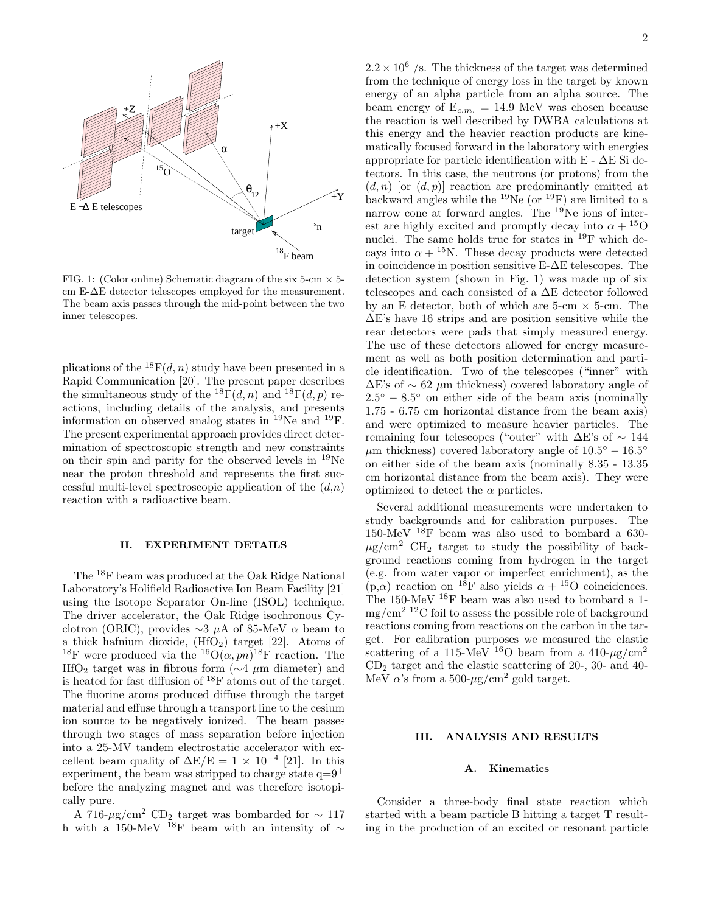FIG. 1: (Color online) Schematic diagram of the six 5-cm × 5-cm E-ΔE detector telescopes employed for the measurement. The beam axis passes through the mid-point between the two inner telescopes.

plications of the $^{18}$F$(d,n)$ study have been presented in a Rapid Communication [20]. The present paper describes the simultaneous study of the $^{18}$F$(d,n)$ and $^{18}$F$(d,p)$ reactions, including details of the analysis, and presents information on observed analog states in $^{19}$Ne and $^{19}$F. The present experimental approach provides direct determination of spectroscopic strength and new constraints on their spin and parity for the observed levels in $^{19}$Ne near the proton threshold and represents the first successful multi-level spectroscopic application of the $(d,n)$ reaction with a radioactive beam.

## II. EXPERIMENT DETAILS

The $^{18}$F beam was produced at the Oak Ridge National Laboratory's Holifield Radioactive Ion Beam Facility [21] using the Isotope Separator On-line (ISOL) technique. The driver accelerator, the Oak Ridge isochronous Cyclotron (ORIC), provides ∼3 μA of 85-MeV α beam to a thick hafnium dioxide, ($HfO_2$) target [22]. Atoms of $^{18}$F were produced via the $^{16}$O$(\alpha, pn)^{18}$F reaction. The $HfO_2$ target was in fibrous form (∼4 μm diameter) and is heated for fast diffusion of $^{18}$F atoms out of the target. The fluorine atoms produced diffuse through the target material and effuse through a transport line to the cesium ion source to be negatively ionized. The beam passes through two stages of mass separation before injection into a 25-MV tandem electrostatic accelerator with excellent beam quality of $\Delta E/E = 1 \times 10^{-4}$ [21]. In this experiment, the beam was stripped to charge state $q=9^+$ before the analyzing magnet and was therefore isotopically pure.

A 716-μg/cm$^2$ $CD_2$ target was bombarded for ∼ 117 h with a 150-MeV $^{18}$F beam with an intensity of ∼ $2.2 \times 10^6$ /s. The thickness of the target was determined from the technique of energy loss in the target by known energy of an alpha particle from an alpha source. The beam energy of $E_{c.m.} = 14.9$ MeV was chosen because the reaction is well described by DWBA calculations at this energy and the heavier reaction products are kinematically focused forward in the laboratory with energies appropriate for particle identification with E - ΔE Si detectors. In this case, the neutrons (or protons) from the $(d,n)$ [or $(d,p)$] reaction are predominantly emitted at backward angles while the $^{19}$Ne (or $^{19}$F) are limited to a narrow cone at forward angles. The $^{19}$Ne ions of interest are highly excited and promptly decay into $\alpha$ + $^{15}$O nuclei. The same holds true for states in $^{19}$F which decays into $\alpha$ + $^{15}$N. These decay products were detected in coincidence in position sensitive E-ΔE telescopes. The detection system (shown in Fig. 1) was made up of six telescopes and each consisted of a ΔE detector followed by an E detector, both of which are 5-cm × 5-cm. The ΔE's have 16 strips and are position sensitive while the rear detectors were pads that simply measured energy. The use of these detectors allowed for energy measurement as well as both position determination and particle identification. Two of the telescopes ("inner" with ΔE's of ∼ 62 μm thickness) covered laboratory angle of $2.5^\circ - 8.5^\circ$ on either side of the beam axis (nominally 1.75 - 6.75 cm horizontal distance from the beam axis) and were optimized to measure heavier particles. The remaining four telescopes ("outer" with ΔE's of ∼ 144 μm thickness) covered laboratory angle of $10.5^\circ - 16.5^\circ$ on either side of the beam axis (nominally 8.35 - 13.35 cm horizontal distance from the beam axis). They were optimized to detect the α particles.

Several additional measurements were undertaken to study backgrounds and for calibration purposes. The 150-MeV $^{18}$F beam was also used to bombard a 630-μg/cm$^2$ $CH_2$ target to study the possibility of background reactions coming from hydrogen in the target (e.g. from water vapor or imperfect enrichment), as the $(p,\alpha)$ reaction on $^{18}$F also yields $\alpha$ + $^{15}$O coincidences. The 150-MeV $^{18}$F beam was also used to bombard a 1-mg/cm$^2$ $^{12}$C foil to assess the possible role of background reactions coming from reactions on the carbon in the target. For calibration purposes we measured the elastic scattering of a 115-MeV $^{16}$O beam from a 410-μg/cm$^2$ $CD_2$ target and the elastic scattering of 20-, 30- and 40-MeV α's from a 500-μg/cm$^2$ gold target.

## III. ANALYSIS AND RESULTS

### A. Kinematics

Consider a three-body final state reaction which started with a beam particle B hitting a target T resulting in the production of an excited or resonant particle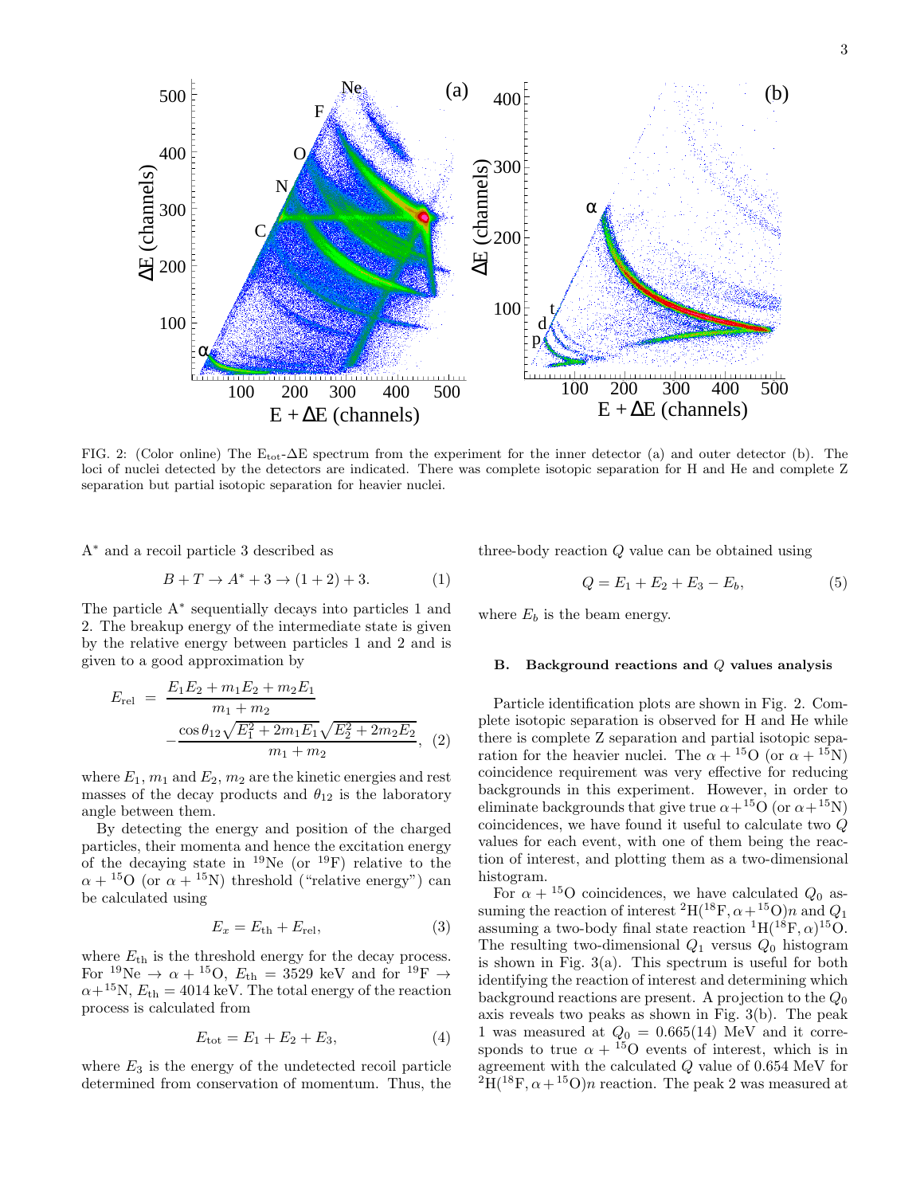FIG. 2: (Color online) The $E_{tot}$-$\Delta E$ spectrum from the experiment for the inner detector (a) and outer detector (b). The loci of nuclei detected by the detectors are indicated. There was complete isotopic separation for H and He and complete Z separation but partial isotopic separation for heavier nuclei.

$A^*$ and a recoil particle 3 described as

$$B + T \rightarrow A^* + 3 \rightarrow (1+2) + 3. \quad (1)$$

The particle $A^*$ sequentially decays into particles 1 and 2. The breakup energy of the intermediate state is given by the relative energy between particles 1 and 2 and is given to a good approximation by

$$E_{\rm rel} = \frac{E_1E_2 + m_1E_2 + m_2E_1}{m_1+m_2} - \frac{\cos\theta_{12}\sqrt{E_1^2+2m_1E_1}\sqrt{E_2^2+2m_2E_2}}{m_1+m_2}, \quad (2)$$

where $E_1$, $m_1$ and $E_2$, $m_2$ are the kinetic energies and rest masses of the decay products and $\theta_{12}$ is the laboratory angle between them.

By detecting the energy and position of the charged particles, their momenta and hence the excitation energy of the decaying state in $^{19}$Ne (or $^{19}$F) relative to the $\alpha + ^{15}$O (or $\alpha + ^{15}$N) threshold ("relative energy") can be calculated using

$$E_x = E_{\rm th} + E_{\rm rel}, \quad (3)$$

where $E_{\rm th}$ is the threshold energy for the decay process. For $^{19}\text{Ne} \rightarrow \alpha + ^{15}\text{O}$, $E_{\rm th} = 3529$ keV and for $^{19}\text{F} \rightarrow \alpha + ^{15}\text{N}$, $E_{\rm th} = 4014$ keV. The total energy of the reaction process is calculated from

$$E_{\rm tot} = E_1 + E_2 + E_3, \quad (4)$$

where $E_3$ is the energy of the undetected recoil particle determined from conservation of momentum. Thus, the three-body reaction $Q$ value can be obtained using

$$Q = E_1 + E_2 + E_3 - E_b, \quad (5)$$

where $E_b$ is the beam energy.

### B. Background reactions and $Q$ values analysis

Particle identification plots are shown in Fig. 2. Complete isotopic separation is observed for H and He while there is complete Z separation and partial isotopic separation for the heavier nuclei. The $\alpha + ^{15}$O (or $\alpha + ^{15}$N) coincidence requirement was very effective for reducing backgrounds in this experiment. However, in order to eliminate backgrounds that give true $\alpha + ^{15}$O (or $\alpha + ^{15}$N) coincidences, we have found it useful to calculate two $Q$ values for each event, with one of them being the reaction of interest, and plotting them as a two-dimensional histogram.

For $\alpha + ^{15}$O coincidences, we have calculated $Q_0$ assuming the reaction of interest $^2$H($^{18}$F, $\alpha + ^{15}$O)$n$ and $Q_1$ assuming a two-body final state reaction $^1$H($^{18}$F, $\alpha$)$^{15}$O. The resulting two-dimensional $Q_1$ versus $Q_0$ histogram is shown in Fig. 3(a). This spectrum is useful for both identifying the reaction of interest and determining which background reactions are present. A projection to the $Q_0$ axis reveals two peaks as shown in Fig. 3(b). The peak 1 was measured at $Q_0 = 0.665(14)$ MeV and it corresponds to true $\alpha + ^{15}$O events of interest, which is in agreement with the calculated $Q$ value of 0.654 MeV for $^2$H($^{18}$F, $\alpha + ^{15}$O)$n$ reaction. The peak 2 was measured at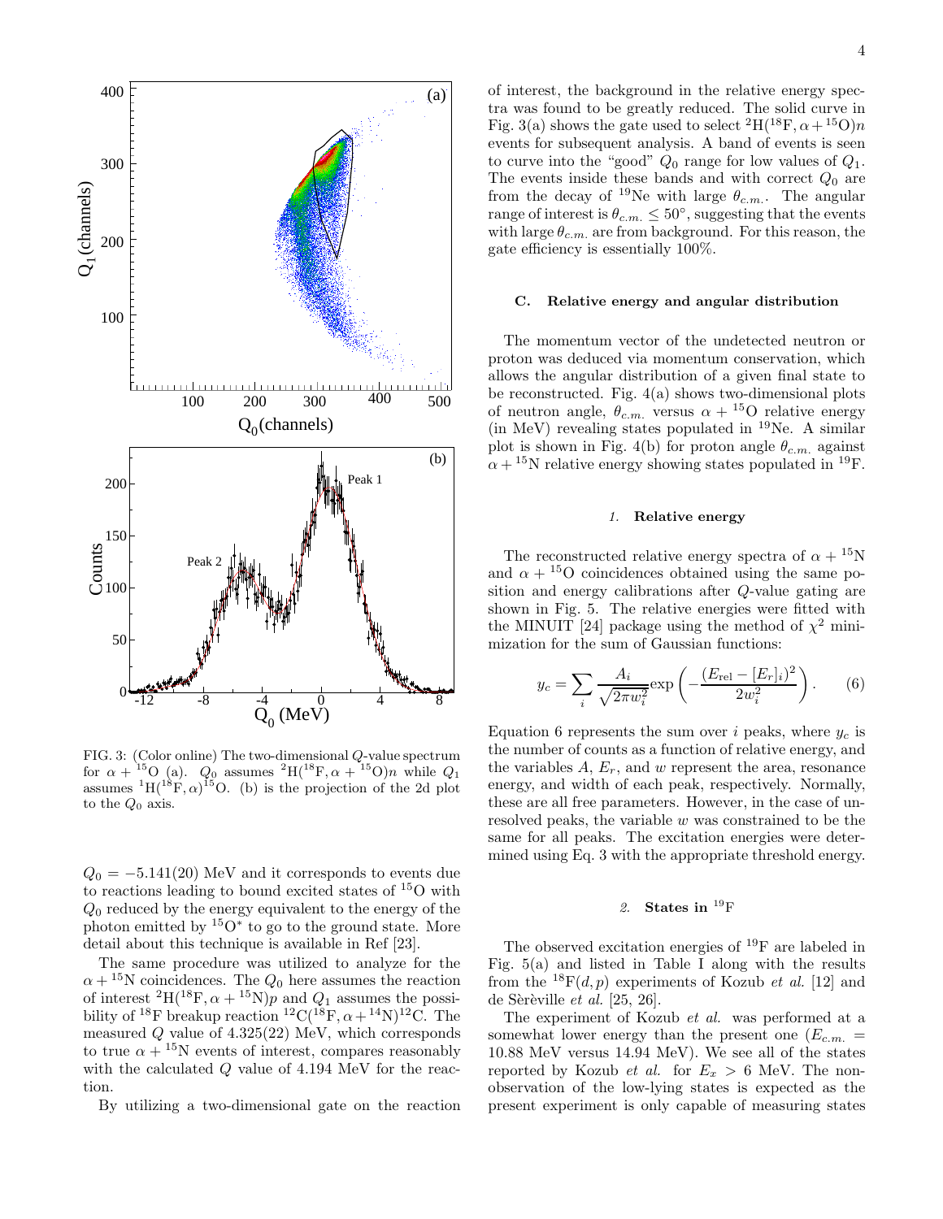FIG. 3: (Color online) The two-dimensional $Q$-value spectrum for $\alpha + {}^{15}$O (a). $Q_0$ assumes ${}^{2}$H(${}^{18}$F, $\alpha + {}^{15}$O)$n$ while $Q_1$ assumes ${}^{1}$H(${}^{18}$F, $\alpha$)${}^{15}$O. (b) is the projection of the 2d plot to the $Q_0$ axis.

$Q_0 = -5.141(20)$ MeV and it corresponds to events due to reactions leading to bound excited states of ${}^{15}$O with $Q_0$ reduced by the energy equivalent to the energy of the photon emitted by ${}^{15}$O* to go to the ground state. More detail about this technique is available in Ref [23].

The same procedure was utilized to analyze for the $\alpha + {}^{15}$N coincidences. The $Q_0$ here assumes the reaction of interest ${}^{2}$H(${}^{18}$F, $\alpha + {}^{15}$N)$p$ and $Q_1$ assumes the possibility of ${}^{18}$F breakup reaction ${}^{12}$C(${}^{18}$F, $\alpha + {}^{14}$N)${}^{12}$C. The measured $Q$ value of 4.325(22) MeV, which corresponds to true $\alpha + {}^{15}$N events of interest, compares reasonably with the calculated $Q$ value of 4.194 MeV for the reaction.

By utilizing a two-dimensional gate on the reaction of interest, the background in the relative energy spectra was found to be greatly reduced. The solid curve in Fig. 3(a) shows the gate used to select ${}^{2}$H(${}^{18}$F, $\alpha + {}^{15}$O)$n$ events for subsequent analysis. A band of events is seen to curve into the "good" $Q_0$ range for low values of $Q_1$. The events inside these bands and with correct $Q_0$ are from the decay of ${}^{19}$Ne with large $\theta_{c.m.}$. The angular range of interest is $\theta_{c.m.} \leq 50^{\circ}$, suggesting that the events with large $\theta_{c.m.}$ are from background. For this reason, the gate efficiency is essentially 100%.

### C. Relative energy and angular distribution

The momentum vector of the undetected neutron or proton was deduced via momentum conservation, which allows the angular distribution of a given final state to be reconstructed. Fig. 4(a) shows two-dimensional plots of neutron angle, $\theta_{c.m.}$ versus $\alpha + {}^{15}$O relative energy (in MeV) revealing states populated in ${}^{19}$Ne. A similar plot is shown in Fig. 4(b) for proton angle $\theta_{c.m.}$ against $\alpha + {}^{15}$N relative energy showing states populated in ${}^{19}$F.

#### 1. Relative energy

The reconstructed relative energy spectra of $\alpha$ + ${}^{15}$N and $\alpha$ + ${}^{15}$O coincidences obtained using the same position and energy calibrations after $Q$-value gating are shown in Fig. 5. The relative energies were fitted with the MINUIT [24] package using the method of $\chi^2$ minimization for the sum of Gaussian functions:

$$y_c = \sum_i \frac{A_i}{\sqrt{2\pi w_i^2}} \exp\left(-\frac{(E_{\rm rel} - [E_r]_i)^2}{2w_i^2}\right). \qquad (6)$$

Equation 6 represents the sum over $i$ peaks, where $y_c$ is the number of counts as a function of relative energy, and the variables $A$, $E_r$, and $w$ represent the area, resonance energy, and width of each peak, respectively. Normally, these are all free parameters. However, in the case of unresolved peaks, the variable $w$ was constrained to be the same for all peaks. The excitation energies were determined using Eq. 3 with the appropriate threshold energy.

#### 2. States in ${}^{19}$F

The observed excitation energies of ${}^{19}$F are labeled in Fig. 5(a) and listed in Table I along with the results from the ${}^{18}$F($d,p$) experiments of Kozub *et al.* [12] and de Sèrèville *et al.* [25, 26].

The experiment of Kozub *et al.* was performed at a somewhat lower energy than the present one ($E_{c.m.}$ = 10.88 MeV versus 14.94 MeV). We see all of the states reported by Kozub *et al.* for $E_x > 6$ MeV. The non-observation of the low-lying states is expected as the present experiment is only capable of measuring states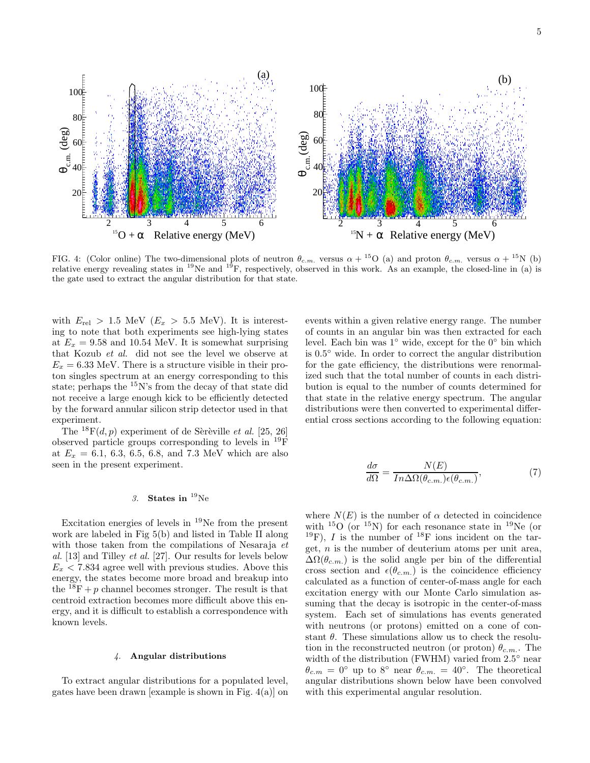FIG. 4: (Color online) The two-dimensional plots of neutron $\theta_{c.m.}$ versus $\alpha + {}^{15}$O (a) and proton $\theta_{c.m.}$ versus $\alpha + {}^{15}$N (b) relative energy revealing states in $^{19}$Ne and $^{19}$F, respectively, observed in this work. As an example, the closed-line in (a) is the gate used to extract the angular distribution for that state.

with $E_{\rm rel} > 1.5$ MeV ($E_x > 5.5$ MeV). It is interesting to note that both experiments see high-lying states at $E_x = 9.58$ and 10.54 MeV. It is somewhat surprising that Kozub *et al.* did not see the level we observe at $E_x = 6.33$ MeV. There is a structure visible in their proton singles spectrum at an energy corresponding to this state; perhaps the $^{15}$N's from the decay of that state did not receive a large enough kick to be efficiently detected by the forward annular silicon strip detector used in that experiment.

The $^{18}$F$(d, p)$ experiment of de Sèrèville *et al.* [25, 26] observed particle groups corresponding to levels in $^{19}$F at $E_x = 6.1$, 6.3, 6.5, 6.8, and 7.3 MeV which are also seen in the present experiment.

### *3.* States in $^{19}$Ne

Excitation energies of levels in $^{19}$Ne from the present work are labeled in Fig 5(b) and listed in Table II along with those taken from the compilations of Nesaraja *et al.* [13] and Tilley *et al.* [27]. Our results for levels below $E_x < 7.834$ agree well with previous studies. Above this energy, the states become more broad and breakup into the $^{18}$F $+ p$ channel becomes stronger. The result is that centroid extraction becomes more difficult above this energy, and it is difficult to establish a correspondence with known levels.

### *4.* Angular distributions

To extract angular distributions for a populated level, gates have been drawn [example is shown in Fig. 4(a)] on events within a given relative energy range. The number of counts in an angular bin was then extracted for each level. Each bin was 1° wide, except for the 0° bin which is 0.5° wide. In order to correct the angular distribution for the gate efficiency, the distributions were renormalized such that the total number of counts in each distribution is equal to the number of counts determined for that state in the relative energy spectrum. The angular distributions were then converted to experimental differential cross sections according to the following equation:

$$\frac{d\sigma}{d\Omega} = \frac{N(E)}{In\Delta\Omega(\theta_{c.m.})\epsilon(\theta_{c.m.})}, \tag{7}$$

where $N(E)$ is the number of $\alpha$ detected in coincidence with $^{15}$O (or $^{15}$N) for each resonance state in $^{19}$Ne (or $^{19}$F), $I$ is the number of $^{18}$F ions incident on the target, $n$ is the number of deuterium atoms per unit area, $\Delta\Omega(\theta_{c.m.})$ is the solid angle per bin of the differential cross section and $\epsilon(\theta_{c.m.})$ is the coincidence efficiency calculated as a function of center-of-mass angle for each excitation energy with our Monte Carlo simulation assuming that the decay is isotropic in the center-of-mass system. Each set of simulations has events generated with neutrons (or protons) emitted on a cone of constant $\theta$. These simulations allow us to check the resolution in the reconstructed neutron (or proton) $\theta_{c.m.}$. The width of the distribution (FWHM) varied from 2.5° near $\theta_{c.m} = 0°$ up to 8° near $\theta_{c.m.} = 40°$. The theoretical angular distributions shown below have been convolved with this experimental angular resolution.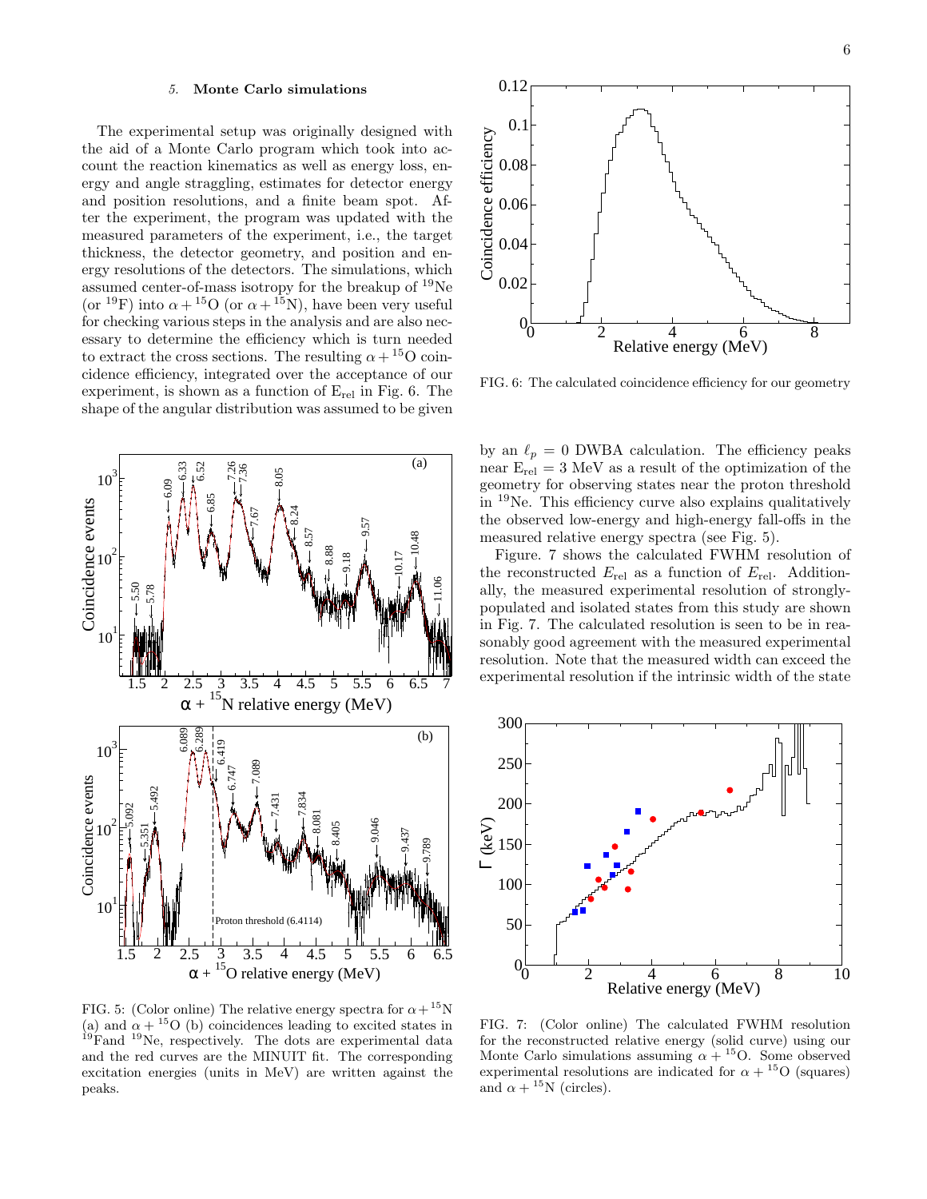### 5. Monte Carlo simulations

The experimental setup was originally designed with the aid of a Monte Carlo program which took into account the reaction kinematics as well as energy loss, energy and angle straggling, estimates for detector energy and position resolutions, and a finite beam spot. After the experiment, the program was updated with the measured parameters of the experiment, i.e., the target thickness, the detector geometry, and position and energy resolutions of the detectors. The simulations, which assumed center-of-mass isotropy for the breakup of $^{19}$Ne (or $^{19}$F) into $\alpha + ^{15}$O (or $\alpha + ^{15}$N), have been very useful for checking various steps in the analysis and are also necessary to determine the efficiency which is turn needed to extract the cross sections. The resulting $\alpha + ^{15}$O coincidence efficiency, integrated over the acceptance of our experiment, is shown as a function of $E_{rel}$ in Fig. 6. The shape of the angular distribution was assumed to be given by an $\ell_p = 0$ DWBA calculation. The efficiency peaks near $E_{rel} = 3$ MeV as a result of the optimization of the geometry for observing states near the proton threshold in $^{19}$Ne. This efficiency curve also explains qualitatively the observed low-energy and high-energy fall-offs in the measured relative energy spectra (see Fig. 5).

FIG. 6: The calculated coincidence efficiency for our geometry

FIG. 5: (Color online) The relative energy spectra for $\alpha + ^{15}$N (a) and $\alpha + ^{15}$O (b) coincidences leading to excited states in $^{19}$Fand $^{19}$Ne, respectively. The dots are experimental data and the red curves are the MINUIT fit. The corresponding excitation energies (units in MeV) are written against the peaks.

Figure. 7 shows the calculated FWHM resolution of the reconstructed $E_{rel}$ as a function of $E_{rel}$. Additionally, the measured experimental resolution of strongly-populated and isolated states from this study are shown in Fig. 7. The calculated resolution is seen to be in reasonably good agreement with the measured experimental resolution. Note that the measured width can exceed the experimental resolution if the intrinsic width of the state

FIG. 7: (Color online) The calculated FWHM resolution for the reconstructed relative energy (solid curve) using our Monte Carlo simulations assuming $\alpha + ^{15}$O. Some observed experimental resolutions are indicated for $\alpha + ^{15}$O (squares) and $\alpha + ^{15}$N (circles).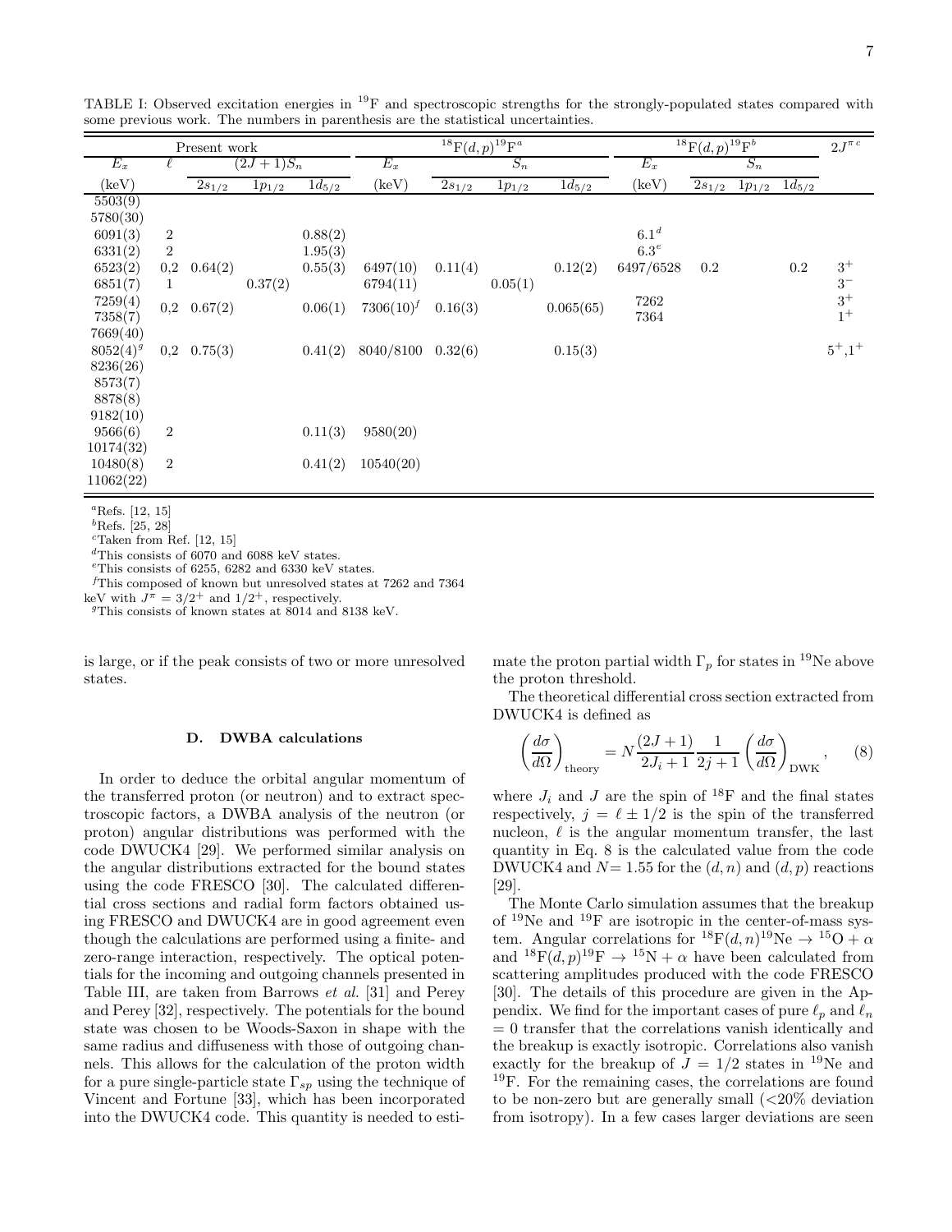TABLE I: Observed excitation energies in $^{19}$F and spectroscopic strengths for the strongly-populated states compared with some previous work. The numbers in parenthesis are the statistical uncertainties.

| Present work | | | | | $^{18}$F$(d,p)^{19}$F[a] | | | | $^{18}$F$(d,p)^{19}$F[b] | | | | $2J^{\pi\,c}$ |
|---|---|---|---|---|---|---|---|---|---|---|---|---|---|
| $E_x$ | $\ell$ | $(2J+1)S_n$ | | | $E_x$ | $S_n$ | | | $E_x$ | $S_n$ | | | |
| (keV) | | $2s_{1/2}$ | $1p_{1/2}$ | $1d_{5/2}$ | (keV) | $2s_{1/2}$ | $1p_{1/2}$ | $1d_{5/2}$ | (keV) | $2s_{1/2}$ | $1p_{1/2}$ | $1d_{5/2}$ | |
| 5503(9) | | | | | | | | | | | | | |
| 5780(30) | | | | | | | | | | | | | |
| 6091(3) | 2 | | | 0.88(2) | | | | | 6.1[d] | | | | |
| 6331(2) | 2 | | | 1.95(3) | | | | | 6.3[e] | | | | |
| 6523(2) | 0,2 | 0.64(2) | | 0.55(3) | 6497(10) | 0.11(4) | | 0.12(2) | 6497/6528 | 0.2 | | 0.2 | $3^+$ |
| 6851(7) | 1 | | 0.37(2) | | 6794(11) | | 0.05(1) | | | | | | $3^-$ |
| 7259(4) | 0,2 | 0.67(2) | | 0.06(1) | 7306(10)[f] | 0.16(3) | | 0.065(65) | 7262 | | | | $3^+$ |
| 7358(7) | | | | | | | | | 7364 | | | | $1^+$ |
| 7669(40) | | | | | | | | | | | | | |
| 8052(4)[g] | 0,2 | 0.75(3) | | 0.41(2) | 8040/8100 | 0.32(6) | | 0.15(3) | | | | | $5^+$,$1^+$ |
| 8236(26) | | | | | | | | | | | | | |
| 8573(7) | | | | | | | | | | | | | |
| 8878(8) | | | | | | | | | | | | | |
| 9182(10) | | | | | | | | | | | | | |
| 9566(6) | 2 | | | 0.11(3) | 9580(20) | | | | | | | | |
| 10174(32) | | | | | | | | | | | | | |
| 10480(8) | 2 | | | 0.41(2) | 10540(20) | | | | | | | | |
| 11062(22) | | | | | | | | | | | | | |

[a]Refs. [12, 15]
[b]Refs. [25, 28]
[c]Taken from Ref. [12, 15]
[d]This consists of 6070 and 6088 keV states.
[e]This consists of 6255, 6282 and 6330 keV states.
[f]This composed of known but unresolved states at 7262 and 7364 keV with $J^\pi = 3/2^+$ and $1/2^+$, respectively.
[g]This consists of known states at 8014 and 8138 keV.

is large, or if the peak consists of two or more unresolved states.

### D. DWBA calculations

In order to deduce the orbital angular momentum of the transferred proton (or neutron) and to extract spectroscopic factors, a DWBA analysis of the neutron (or proton) angular distributions was performed with the code DWUCK4 [29]. We performed similar analysis on the angular distributions extracted for the bound states using the code FRESCO [30]. The calculated differential cross sections and radial form factors obtained using FRESCO and DWUCK4 are in good agreement even though the calculations are performed using a finite- and zero-range interaction, respectively. The optical potentials for the incoming and outgoing channels presented in Table III, are taken from Barrows *et al.* [31] and Perey and Perey [32], respectively. The potentials for the bound state was chosen to be Woods-Saxon in shape with the same radius and diffuseness with those of outgoing channels. This allows for the calculation of the proton width for a pure single-particle state $\Gamma_{sp}$ using the technique of Vincent and Fortune [33], which has been incorporated into the DWUCK4 code. This quantity is needed to estimate the proton partial width $\Gamma_p$ for states in $^{19}$Ne above the proton threshold.

The theoretical differential cross section extracted from DWUCK4 is defined as

$$\left(\frac{d\sigma}{d\Omega}\right)_{\rm theory} = N\frac{(2J+1)}{2J_i+1}\frac{1}{2j+1}\left(\frac{d\sigma}{d\Omega}\right)_{\rm DWK}, \quad (8)$$

where $J_i$ and $J$ are the spin of $^{18}$F and the final states respectively, $j = \ell \pm 1/2$ is the spin of the transferred nucleon, $\ell$ is the angular momentum transfer, the last quantity in Eq. 8 is the calculated value from the code DWUCK4 and $N$= 1.55 for the $(d,n)$ and $(d,p)$ reactions [29].

The Monte Carlo simulation assumes that the breakup of $^{19}$Ne and $^{19}$F are isotropic in the center-of-mass system. Angular correlations for $^{18}$F$(d,n)^{19}$Ne $\rightarrow$ $^{15}$O + $\alpha$ and $^{18}$F$(d,p)^{19}$F $\rightarrow$ $^{15}$N + $\alpha$ have been calculated from scattering amplitudes produced with the code FRESCO [30]. The details of this procedure are given in the Appendix. We find for the important cases of pure $\ell_p$ and $\ell_n$ = 0 transfer that the correlations vanish identically and the breakup is exactly isotropic. Correlations also vanish exactly for the breakup of $J = 1/2$ states in $^{19}$Ne and $^{19}$F. For the remaining cases, the correlations are found to be non-zero but are generally small (<20% deviation from isotropy). In a few cases larger deviations are seen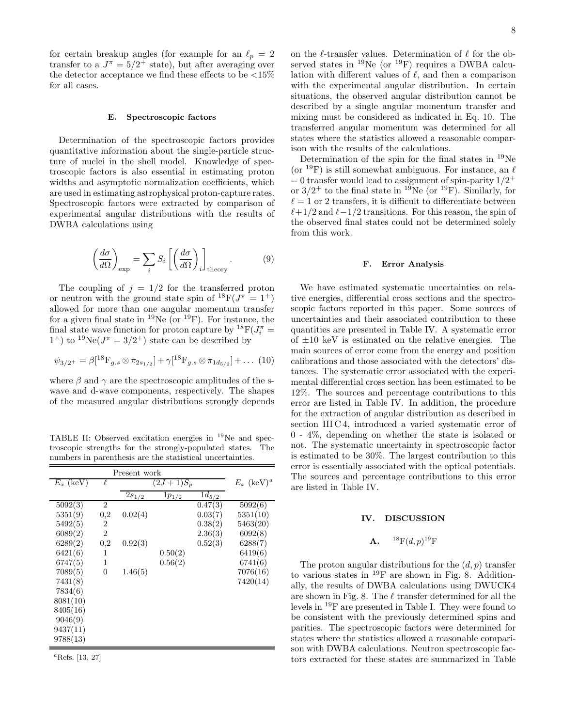for certain breakup angles (for example for an $\ell_p = 2$ transfer to a $J^\pi = 5/2^+$ state), but after averaging over the detector acceptance we find these effects to be <15% for all cases.

### E. Spectroscopic factors

Determination of the spectroscopic factors provides quantitative information about the single-particle structure of nuclei in the shell model. Knowledge of spectroscopic factors is also essential in estimating proton widths and asymptotic normalization coefficients, which are used in estimating astrophysical proton-capture rates. Spectroscopic factors were extracted by comparison of experimental angular distributions with the results of DWBA calculations using

$$\left(\frac{d\sigma}{d\Omega}\right)_{\text{exp}} = \sum_i S_i \left[\left(\frac{d\sigma}{d\Omega}\right)_i\right]_{\text{theory}}. \quad (9)$$

The coupling of $j = 1/2$ for the transferred proton or neutron with the ground state spin of $^{18}$F($J^\pi = 1^+$) allowed for more than one angular momentum transfer for a given final state in $^{19}$Ne (or $^{19}$F). For instance, the final state wave function for proton capture by $^{18}$F($J_i^\pi = 1^+$) to $^{19}$Ne($J^\pi = 3/2^+$) state can be described by

$$\psi_{3/2^+} = \beta[^{18}\text{F}_{g.s} \otimes \pi_{2s_{1/2}}] + \gamma[^{18}\text{F}_{g.s} \otimes \pi_{1d_{5/2}}] + \ldots \quad (10)$$

where $\beta$ and $\gamma$ are the spectroscopic amplitudes of the s-wave and d-wave components, respectively. The shapes of the measured angular distributions strongly depends on the $\ell$-transfer values. Determination of $\ell$ for the observed states in $^{19}$Ne (or $^{19}$F) requires a DWBA calculation with different values of $\ell$, and then a comparison with the experimental angular distribution. In certain situations, the observed angular distribution cannot be described by a single angular momentum transfer and mixing must be considered as indicated in Eq. 10. The transferred angular momentum was determined for all states where the statistics allowed a reasonable comparison with the results of the calculations.

Determination of the spin for the final states in $^{19}$Ne (or $^{19}$F) is still somewhat ambiguous. For instance, an $\ell = 0$ transfer would lead to assignment of spin-parity $1/2^+$ or $3/2^+$ to the final state in $^{19}$Ne (or $^{19}$F). Similarly, for $\ell = 1$ or 2 transfers, it is difficult to differentiate between $\ell+1/2$ and $\ell-1/2$ transitions. For this reason, the spin of the observed final states could not be determined solely from this work.

TABLE II: Observed excitation energies in $^{19}$Ne and spectroscopic strengths for the strongly-populated states. The numbers in parenthesis are the statistical uncertainties.

| Present work | | | | | |
|---|---|---|---|---|---|
| $E_x$ (keV) | $\ell$ | $(2J+1)S_p$ | | | $E_x$ (keV)[a] |
| | | $2s_{1/2}$ | $1p_{1/2}$ | $1d_{5/2}$ | |
| 5092(3) | 2 | | | 0.47(3) | 5092(6) |
| 5351(9) | 0,2 | 0.02(4) | | 0.03(7) | 5351(10) |
| 5492(5) | 2 | | | 0.38(2) | 5463(20) |
| 6089(2) | 2 | | | 2.36(3) | 6092(8) |
| 6289(2) | 0,2 | 0.92(3) | | 0.52(3) | 6288(7) |
| 6421(6) | 1 | | 0.50(2) | | 6419(6) |
| 6747(5) | 1 | | 0.56(2) | | 6741(6) |
| 7089(5) | 0 | 1.46(5) | | | 7076(16) |
| 7431(8) | | | | | 7420(14) |
| 7834(6) | | | | | |
| 8081(10) | | | | | |
| 8405(16) | | | | | |
| 9046(9) | | | | | |
| 9437(11) | | | | | |
| 9788(13) | | | | | |

[a]Refs. [13, 27]

### F. Error Analysis

We have estimated systematic uncertainties on relative energies, differential cross sections and the spectroscopic factors reported in this paper. Some sources of uncertainties and their associated contribution to these quantities are presented in Table IV. A systematic error of ±10 keV is estimated on the relative energies. The main sources of error come from the energy and position calibrations and those associated with the detectors' distances. The systematic error associated with the experimental differential cross section has been estimated to be 12%. The sources and percentage contributions to this error are listed in Table IV. In addition, the procedure for the extraction of angular distribution as described in section III C 4, introduced a varied systematic error of 0 - 4%, depending on whether the state is isolated or not. The systematic uncertainty in spectroscopic factor is estimated to be 30%. The largest contribution to this error is essentially associated with the optical potentials. The sources and percentage contributions to this error are listed in Table IV.

## IV. DISCUSSION

### A. $^{18}$F$(d,p)^{19}$F

The proton angular distributions for the $(d,p)$ transfer to various states in $^{19}$F are shown in Fig. 8. Additionally, the results of DWBA calculations using DWUCK4 are shown in Fig. 8. The $\ell$ transfer determined for all the levels in $^{19}$F are presented in Table I. They were found to be consistent with the previously determined spins and parities. The spectroscopic factors were determined for states where the statistics allowed a reasonable comparison with DWBA calculations. Neutron spectroscopic factors extracted for these states are summarized in Table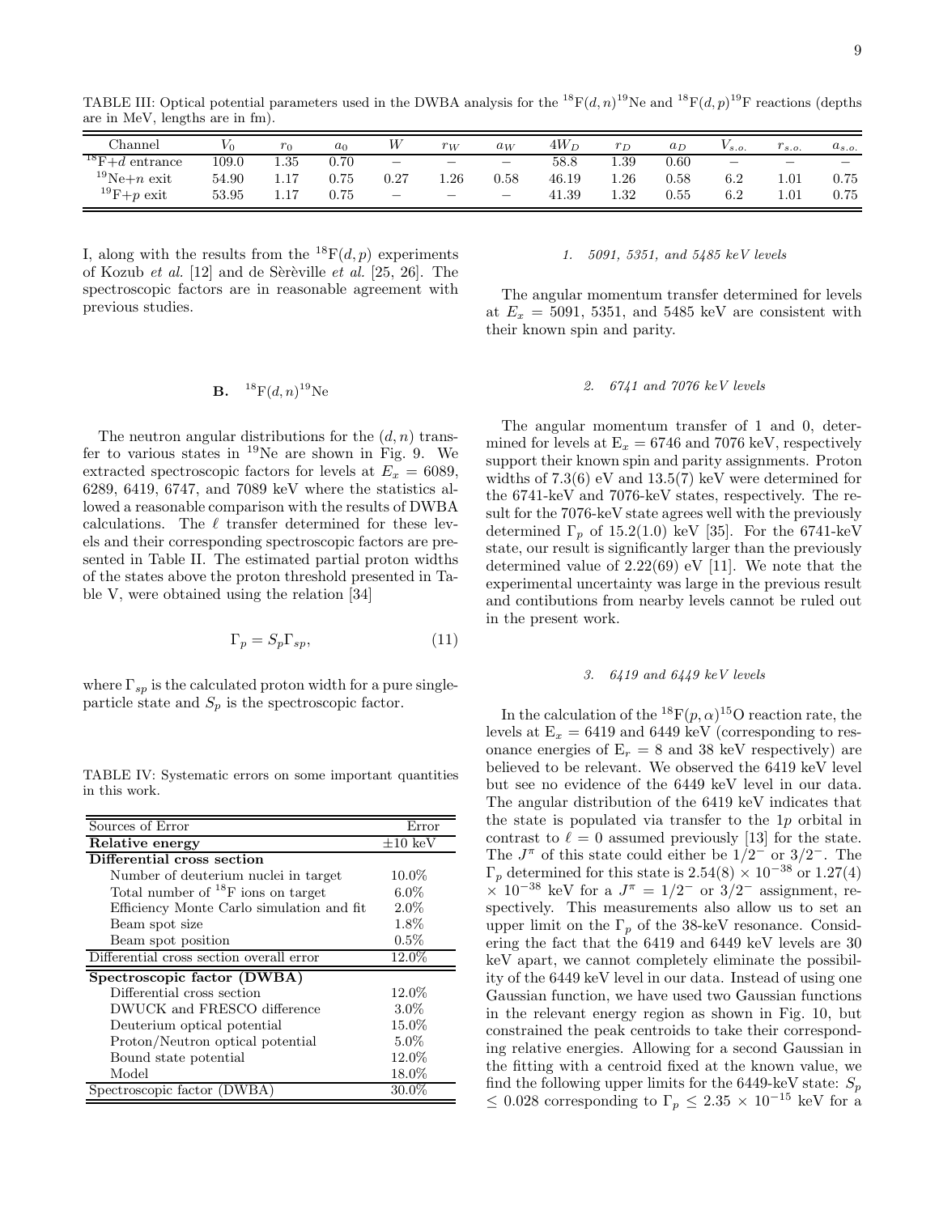TABLE III: Optical potential parameters used in the DWBA analysis for the $^{18}$F$(d,n)^{19}$Ne and $^{18}$F$(d,p)^{19}$F reactions (depths are in MeV, lengths are in fm).

| Channel | $V_0$ | $r_0$ | $a_0$ | $W$ | $r_W$ | $a_W$ | $4W_D$ | $r_D$ | $a_D$ | $V_{s.o.}$ | $r_{s.o.}$ | $a_{s.o.}$ |
|---|---|---|---|---|---|---|---|---|---|---|---|---|
| $^{18}$F+$d$ entrance | 109.0 | 1.35 | 0.70 | − | − | − | 58.8 | 1.39 | 0.60 | − | − | − |
| $^{19}$Ne+$n$ exit | 54.90 | 1.17 | 0.75 | 0.27 | 1.26 | 0.58 | 46.19 | 1.26 | 0.58 | 6.2 | 1.01 | 0.75 |
| $^{19}$F+$p$ exit | 53.95 | 1.17 | 0.75 | − | − | − | 41.39 | 1.32 | 0.55 | 6.2 | 1.01 | 0.75 |

I, along with the results from the $^{18}$F$(d,p)$ experiments of Kozub *et al.* [12] and de Sèrèville *et al.* [25, 26]. The spectroscopic factors are in reasonable agreement with previous studies.

### B. $^{18}$F$(d,n)^{19}$Ne

The neutron angular distributions for the $(d,n)$ transfer to various states in $^{19}$Ne are shown in Fig. 9. We extracted spectroscopic factors for levels at $E_x$ = 6089, 6289, 6419, 6747, and 7089 keV where the statistics allowed a reasonable comparison with the results of DWBA calculations. The $\ell$ transfer determined for these levels and their corresponding spectroscopic factors are presented in Table II. The estimated partial proton widths of the states above the proton threshold presented in Table V, were obtained using the relation [34]

$$\Gamma_p = S_p \Gamma_{sp}, \tag{11}$$

where $\Gamma_{sp}$ is the calculated proton width for a pure single-particle state and $S_p$ is the spectroscopic factor.

TABLE IV: Systematic errors on some important quantities in this work.

| Sources of Error | Error |
|---|---|
| **Relative energy** | ±10 keV |
| **Differential cross section** | |
| Number of deuterium nuclei in target | 10.0% |
| Total number of $^{18}$F ions on target | 6.0% |
| Efficiency Monte Carlo simulation and fit | 2.0% |
| Beam spot size | 1.8% |
| Beam spot position | 0.5% |
| Differential cross section overall error | 12.0% |
| **Spectroscopic factor (DWBA)** | |
| Differential cross section | 12.0% |
| DWUCK and FRESCO difference | 3.0% |
| Deuterium optical potential | 15.0% |
| Proton/Neutron optical potential | 5.0% |
| Bound state potential | 12.0% |
| Model | 18.0% |
| Spectroscopic factor (DWBA) | 30.0% |

#### *1. 5091, 5351, and 5485 keV levels*

The angular momentum transfer determined for levels at $E_x$ = 5091, 5351, and 5485 keV are consistent with their known spin and parity.

#### *2. 6741 and 7076 keV levels*

The angular momentum transfer of 1 and 0, determined for levels at $E_x$ = 6746 and 7076 keV, respectively support their known spin and parity assignments. Proton widths of 7.3(6) eV and 13.5(7) keV were determined for the 6741-keV and 7076-keV states, respectively. The result for the 7076-keV state agrees well with the previously determined $\Gamma_p$ of 15.2(1.0) keV [35]. For the 6741-keV state, our result is significantly larger than the previously determined value of 2.22(69) eV [11]. We note that the experimental uncertainty was large in the previous result and contibutions from nearby levels cannot be ruled out in the present work.

#### *3. 6419 and 6449 keV levels*

In the calculation of the $^{18}$F$(p,\alpha)^{15}$O reaction rate, the levels at $E_x$ = 6419 and 6449 keV (corresponding to resonance energies of $E_r$ = 8 and 38 keV respectively) are believed to be relevant. We observed the 6419 keV level but see no evidence of the 6449 keV level in our data. The angular distribution of the 6419 keV indicates that the state is populated via transfer to the 1$p$ orbital in contrast to $\ell = 0$ assumed previously [13] for the state. The $J^\pi$ of this state could either be $1/2^-$ or $3/2^-$. The $\Gamma_p$ determined for this state is $2.54(8) \times 10^{-38}$ or $1.27(4) \times 10^{-38}$ keV for a $J^\pi = 1/2^-$ or $3/2^-$ assignment, respectively. This measurements also allow us to set an upper limit on the $\Gamma_p$ of the 38-keV resonance. Considering the fact that the 6419 and 6449 keV levels are 30 keV apart, we cannot completely eliminate the possibility of the 6449 keV level in our data. Instead of using one Gaussian function, we have used two Gaussian functions in the relevant energy region as shown in Fig. 10, but constrained the peak centroids to take their corresponding relative energies. Allowing for a second Gaussian in the fitting with a centroid fixed at the known value, we find the following upper limits for the 6449-keV state: $S_p \leq 0.028$ corresponding to $\Gamma_p \leq 2.35 \times 10^{-15}$ keV for a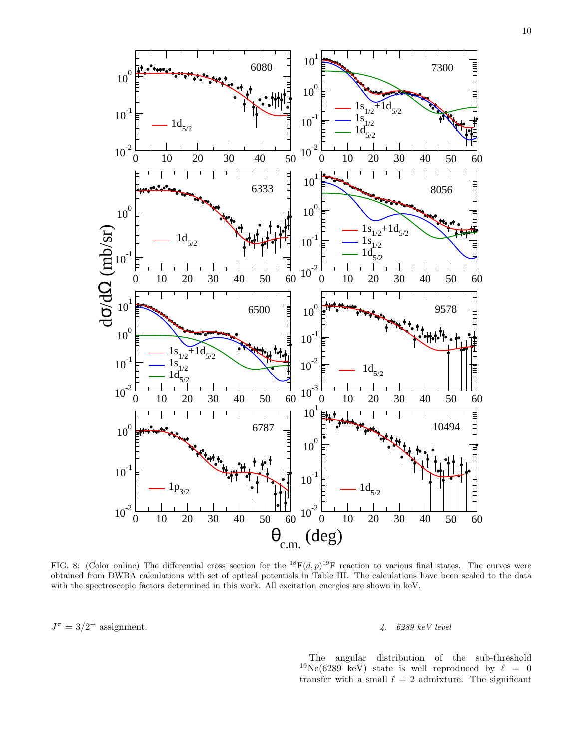FIG. 8: (Color online) The differential cross section for the $^{18}$F$(d,p)^{19}$F reaction to various final states. The curves were obtained from DWBA calculations with set of optical potentials in Table III. The calculations have been scaled to the data with the spectroscopic factors determined in this work. All excitation energies are shown in keV.

$J^\pi = 3/2^+$ assignment.

#### *4. 6289 keV level*

The angular distribution of the sub-threshold $^{19}$Ne(6289 keV) state is well reproduced by $\ell = 0$ transfer with a small $\ell = 2$ admixture. The significant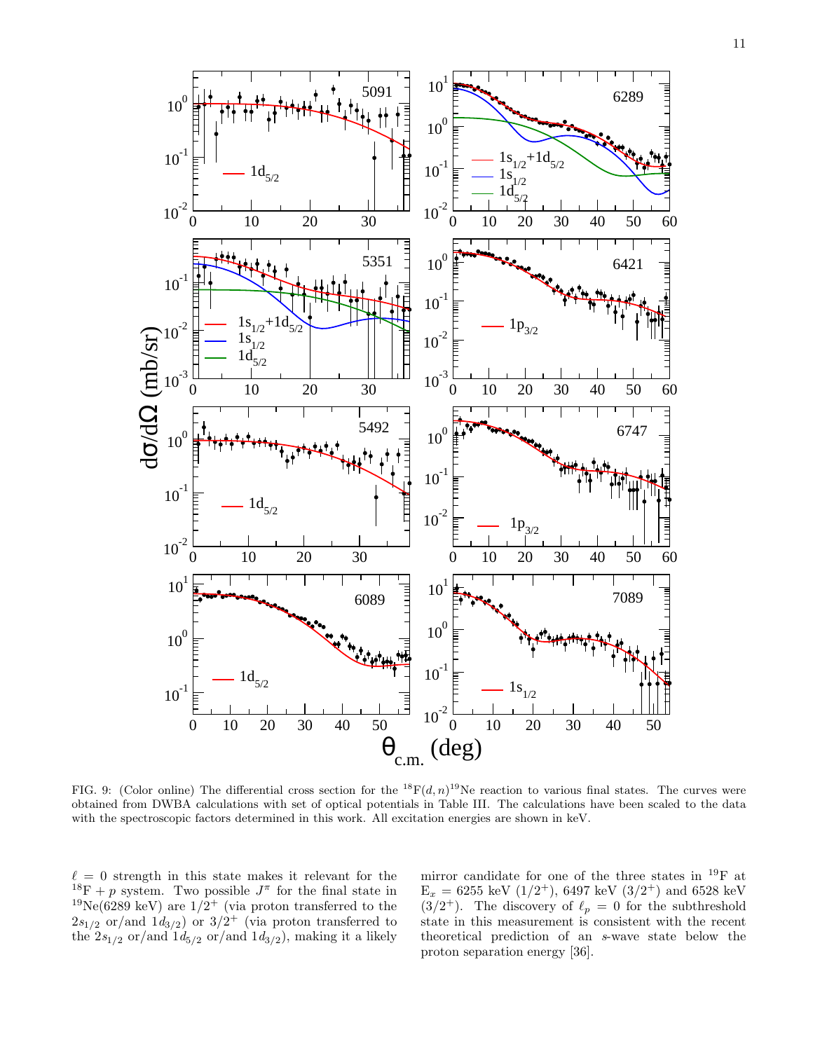FIG. 9: (Color online) The differential cross section for the $^{18}$F$(d,n)^{19}$Ne reaction to various final states. The curves were obtained from DWBA calculations with set of optical potentials in Table III. The calculations have been scaled to the data with the spectroscopic factors determined in this work. All excitation energies are shown in keV.

$\ell = 0$ strength in this state makes it relevant for the $^{18}$F + $p$ system. Two possible $J^\pi$ for the final state in $^{19}$Ne(6289 keV) are $1/2^+$ (via proton transferred to the $2s_{1/2}$ or/and $1d_{3/2}$) or $3/2^+$ (via proton transferred to the $2s_{1/2}$ or/and $1d_{5/2}$ or/and $1d_{3/2}$), making it a likely mirror candidate for one of the three states in $^{19}$F at $E_x$ = 6255 keV ($1/2^+$), 6497 keV ($3/2^+$) and 6528 keV ($3/2^+$). The discovery of $\ell_p = 0$ for the subthreshold state in this measurement is consistent with the recent theoretical prediction of an $s$-wave state below the proton separation energy [36].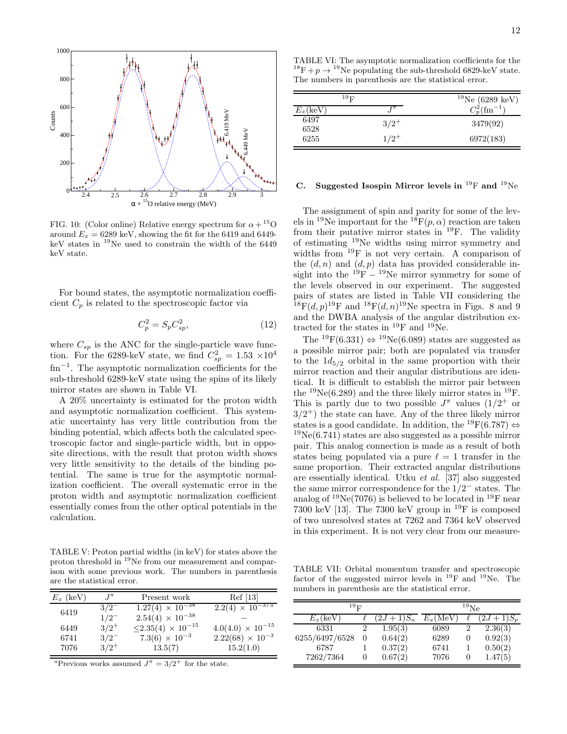FIG. 10: (Color online) Relative energy spectrum for $\alpha + {}^{15}$O around $E_x = 6289$ keV, showing the fit for the 6419 and 6449-keV states in $^{19}$Ne used to constrain the width of the 6449 keV state.

For bound states, the asymptotic normalization coefficient $C_p$ is related to the spectroscopic factor via

$$C_p^2 = S_p C_{sp}^2, \tag{12}$$

where $C_{sp}$ is the ANC for the single-particle wave function. For the 6289-keV state, we find $C_{sp}^2 = 1.53 \times 10^4$ fm$^{-1}$. The asymptotic normalization coefficients for the sub-threshold 6289-keV state using the spins of its likely mirror states are shown in Table VI.

A 20% uncertainty is estimated for the proton width and asymptotic normalization coefficient. This systematic uncertainty has very little contribution from the binding potential, which affects both the calculated spectroscopic factor and single-particle width, but in opposite directions, with the result that proton width shows very little sensitivity to the details of the binding potential. The same is true for the asymptotic normalization coefficient. The overall systematic error in the proton width and asymptotic normalization coefficient essentially comes from the other optical potentials in the calculation.

TABLE V: Proton partial widths (in keV) for states above the proton threshold in $^{19}$Ne from our measurement and comparison with some previous work. The numbers in parenthesis are the statistical error.

| $E_x$ (keV) | $J^\pi$ | Present work | Ref [13] |
|---|---|---|---|
| 6419 | $3/2^-$ | $1.27(4) \times 10^{-38}$ | $2.2(4) \times 10^{-37\,a}$ |
| | $1/2^-$ | $2.54(4) \times 10^{-38}$ | – |
| 6449 | $3/2^+$ | $\leq 2.35(4) \times 10^{-15}$ | $4.0(4.0) \times 10^{-15}$ |
| 6741 | $3/2^-$ | $7.3(6) \times 10^{-3}$ | $2.22(68) \times 10^{-3}$ |
| 7076 | $3/2^+$ | 13.5(7) | 15.2(1.0) |

[a] Previous works assumed $J^\pi = 3/2^+$ for the state.

TABLE VI: The asymptotic normalization coefficients for the $^{18}$F$+p \rightarrow {}^{19}$Ne populating the sub-threshold 6829-keV state. The numbers in parenthesis are the statistical error.

| $^{19}$F | | $^{19}$Ne (6289 keV) |
|---|---|---|
| $E_x$(keV) | $J^\pi$ | $C_p^2$(fm$^{-1}$) |
| 6497<br>6528 | $3/2^+$ | 3479(92) |
| 6255 | $1/2^+$ | 6972(183) |

### C. Suggested Isospin Mirror levels in $^{19}$F and $^{19}$Ne

The assignment of spin and parity for some of the levels in $^{19}$Ne important for the $^{18}$F$(p,\alpha)$ reaction are taken from their putative mirror states in $^{19}$F. The validity of estimating $^{19}$Ne widths using mirror symmetry and widths from $^{19}$F is not very certain. A comparison of the $(d,n)$ and $(d,p)$ data has provided considerable insight into the $^{19}$F $-$ $^{19}$Ne mirror symmetry for some of the levels observed in our experiment. The suggested pairs of states are listed in Table VII considering the $^{18}$F$(d,p)^{19}$F and $^{18}$F$(d,n)^{19}$Ne spectra in Figs. 8 and 9 and the DWBA analysis of the angular distribution extracted for the states in $^{19}$F and $^{19}$Ne.

The $^{19}$F(6.331) $\Leftrightarrow$ $^{19}$Ne(6.089) states are suggested as a possible mirror pair; both are populated via transfer to the $1d_{5/2}$ orbital in the same proportion with their mirror reaction and their angular distributions are identical. It is difficult to establish the mirror pair between the $^{19}$Ne(6.289) and the three likely mirror states in $^{19}$F. This is partly due to two possible $J^\pi$ values ($1/2^+$ or $3/2^+$) the state can have. Any of the three likely mirror states is a good candidate. In addition, the $^{19}$F(6.787) $\Leftrightarrow$ $^{19}$Ne(6.741) states are also suggested as a possible mirror pair. This analog connection is made as a result of both states being populated via a pure $\ell = 1$ transfer in the same proportion. Their extracted angular distributions are essentially identical. Utku *et al.* [37] also suggested the same mirror correspondence for the $1/2^-$ states. The analog of $^{19}$Ne(7076) is believed to be located in $^{19}$F near 7300 keV [13]. The 7300 keV group in $^{19}$F is composed of two unresolved states at 7262 and 7364 keV observed in this experiment. It is not very clear from our measure-

TABLE VII: Orbital momentum transfer and spectroscopic factor of the suggested mirror levels in $^{19}$F and $^{19}$Ne. The numbers in parenthesis are the statistical error.

| $^{19}$F | | | $^{19}$Ne | | |
|---|---|---|---|---|---|
| $E_x$(keV) | $\ell$ | $(2J+1)S_n$ | $E_x$(MeV) | $\ell$ | $(2J+1)S_p$ |
| 6331 | 2 | 1.95(3) | 6089 | 2 | 2.36(3) |
| 6255/6497/6528 | 0 | 0.64(2) | 6289 | 0 | 0.92(3) |
| 6787 | 1 | 0.37(2) | 6741 | 1 | 0.50(2) |
| 7262/7364 | 0 | 0.67(2) | 7076 | 0 | 1.47(5) |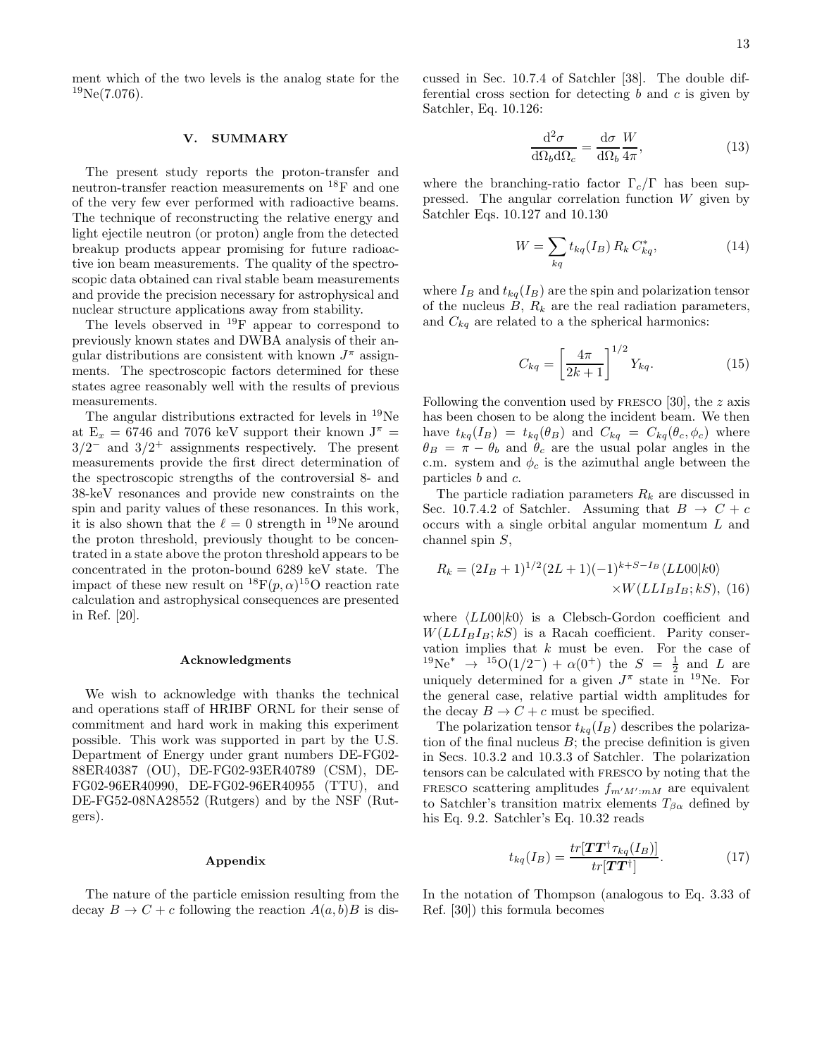ment which of the two levels is the analog state for the $^{19}$Ne(7.076).

## V. SUMMARY

The present study reports the proton-transfer and neutron-transfer reaction measurements on $^{18}$F and one of the very few ever performed with radioactive beams. The technique of reconstructing the relative energy and light ejectile neutron (or proton) angle from the detected breakup products appear promising for future radioactive ion beam measurements. The quality of the spectroscopic data obtained can rival stable beam measurements and provide the precision necessary for astrophysical and nuclear structure applications away from stability.

The levels observed in $^{19}$F appear to correspond to previously known states and DWBA analysis of their angular distributions are consistent with known $J^\pi$ assignments. The spectroscopic factors determined for these states agree reasonably well with the results of previous measurements.

The angular distributions extracted for levels in $^{19}$Ne at $E_x$ = 6746 and 7076 keV support their known $J^\pi = 3/2^-$ and $3/2^+$ assignments respectively. The present measurements provide the first direct determination of the spectroscopic strengths of the controversial 8- and 38-keV resonances and provide new constraints on the spin and parity values of these resonances. In this work, it is also shown that the $\ell = 0$ strength in $^{19}$Ne around the proton threshold, previously thought to be concentrated in a state above the proton threshold appears to be concentrated in the proton-bound 6289 keV state. The impact of these new result on $^{18}$F$(p,\alpha)^{15}$O reaction rate calculation and astrophysical consequences are presented in Ref. [20].

#### Acknowledgments

We wish to acknowledge with thanks the technical and operations staff of HRIBF ORNL for their sense of commitment and hard work in making this experiment possible. This work was supported in part by the U.S. Department of Energy under grant numbers DE-FG02-88ER40387 (OU), DE-FG02-93ER40789 (CSM), DE-FG02-96ER40990, DE-FG02-96ER40955 (TTU), and DE-FG52-08NA28552 (Rutgers) and by the NSF (Rutgers).

#### Appendix

The nature of the particle emission resulting from the decay $B \to C + c$ following the reaction $A(a,b)B$ is discussed in Sec. 10.7.4 of Satchler [38]. The double differential cross section for detecting $b$ and $c$ is given by Satchler, Eq. 10.126:

$$\frac{\mathrm{d}^2\sigma}{\mathrm{d}\Omega_b \mathrm{d}\Omega_c} = \frac{\mathrm{d}\sigma}{\mathrm{d}\Omega_b}\frac{W}{4\pi}, \tag{13}$$

where the branching-ratio factor $\Gamma_c/\Gamma$ has been suppressed. The angular correlation function $W$ given by Satchler Eqs. 10.127 and 10.130

$$W = \sum_{kq} t_{kq}(I_B)\, R_k\, C^*_{kq}, \tag{14}$$

where $I_B$ and $t_{kq}(I_B)$ are the spin and polarization tensor of the nucleus $B$, $R_k$ are the real radiation parameters, and $C_{kq}$ are related to a the spherical harmonics:

$$C_{kq} = \left[\frac{4\pi}{2k+1}\right]^{1/2} Y_{kq}. \tag{15}$$

Following the convention used by FRESCO [30], the $z$ axis has been chosen to be along the incident beam. We then have $t_{kq}(I_B) = t_{kq}(\theta_B)$ and $C_{kq} = C_{kq}(\theta_c, \phi_c)$ where $\theta_B = \pi - \theta_b$ and $\theta_c$ are the usual polar angles in the c.m. system and $\phi_c$ is the azimuthal angle between the particles $b$ and $c$.

The particle radiation parameters $R_k$ are discussed in Sec. 10.7.4.2 of Satchler. Assuming that $B \to C + c$ occurs with a single orbital angular momentum $L$ and channel spin $S$,

$$R_k = (2I_B+1)^{1/2}(2L+1)(-1)^{k+S-I_B}\langle LL00|k0\rangle \times W(LLI_BI_B;kS), \tag{16}$$

where $\langle LL00|k0\rangle$ is a Clebsch-Gordon coefficient and $W(LLI_BI_B;kS)$ is a Racah coefficient. Parity conservation implies that $k$ must be even. For the case of $^{19}\mathrm{Ne}^* \to {}^{15}\mathrm{O}(1/2^-) + \alpha(0^+)$ the $S = \frac{1}{2}$ and $L$ are uniquely determined for a given $J^\pi$ state in $^{19}$Ne. For the general case, relative partial width amplitudes for the decay $B \to C + c$ must be specified.

The polarization tensor $t_{kq}(I_B)$ describes the polarization of the final nucleus $B$; the precise definition is given in Secs. 10.3.2 and 10.3.3 of Satchler. The polarization tensors can be calculated with FRESCO by noting that the FRESCO scattering amplitudes $f_{m'M':mM}$ are equivalent to Satchler's transition matrix elements $T_{\beta\alpha}$ defined by his Eq. 9.2. Satchler's Eq. 10.32 reads

$$t_{kq}(I_B) = \frac{tr[\boldsymbol{T}\boldsymbol{T}^\dagger \tau_{kq}(I_B)]}{tr[\boldsymbol{T}\boldsymbol{T}^\dagger]}. \tag{17}$$

In the notation of Thompson (analogous to Eq. 3.33 of Ref. [30]) this formula becomes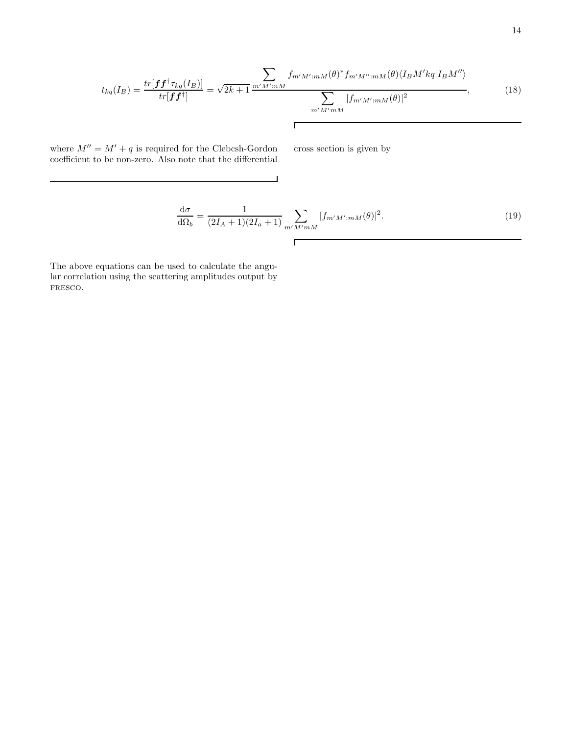$$t_{kq}(I_B) = \frac{tr[\boldsymbol{f}\boldsymbol{f}^\dagger \tau_{kq}(I_B)]}{tr[\boldsymbol{f}\boldsymbol{f}^\dagger]} = \sqrt{2k+1}\,\frac{\displaystyle\sum_{m'M'mM} f_{m'M':mM}(\theta)^* f_{m'M'':mM}(\theta)\langle I_B M' kq | I_B M''\rangle}{\displaystyle\sum_{m'M'mM} |f_{m'M':mM}(\theta)|^2}, \tag{18}$$

where $M'' = M' + q$ is required for the Clebcsh-Gordon coefficient to be non-zero. Also note that the differential cross section is given by

$$\frac{\mathrm{d}\sigma}{\mathrm{d}\Omega_b} = \frac{1}{(2I_A+1)(2I_a+1)} \sum_{m'M'mM} |f_{m'M':mM}(\theta)|^2. \tag{19}$$

The above equations can be used to calculate the angular correlation using the scattering amplitudes output by FRESCO.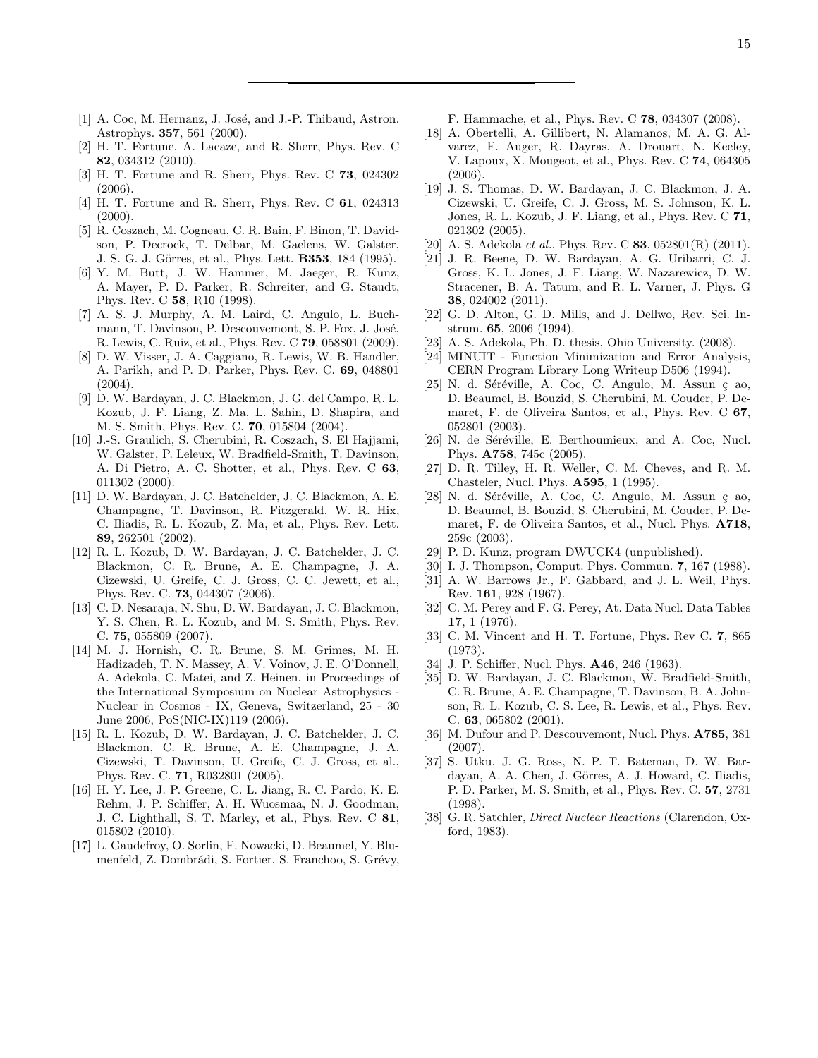[1] A. Coc, M. Hernanz, J. José, and J.-P. Thibaud, Astron. Astrophys. **357**, 561 (2000).

[2] H. T. Fortune, A. Lacaze, and R. Sherr, Phys. Rev. C **82**, 034312 (2010).

[3] H. T. Fortune and R. Sherr, Phys. Rev. C **73**, 024302 (2006).

[4] H. T. Fortune and R. Sherr, Phys. Rev. C **61**, 024313 (2000).

[5] R. Coszach, M. Cogneau, C. R. Bain, F. Binon, T. Davidson, P. Decrock, T. Delbar, M. Gaelens, W. Galster, J. S. G. J. Görres, et al., Phys. Lett. **B353**, 184 (1995).

[6] Y. M. Butt, J. W. Hammer, M. Jaeger, R. Kunz, A. Mayer, P. D. Parker, R. Schreiter, and G. Staudt, Phys. Rev. C **58**, R10 (1998).

[7] A. S. J. Murphy, A. M. Laird, C. Angulo, L. Buchmann, T. Davinson, P. Descouvemont, S. P. Fox, J. José, R. Lewis, C. Ruiz, et al., Phys. Rev. C **79**, 058801 (2009).

[8] D. W. Visser, J. A. Caggiano, R. Lewis, W. B. Handler, A. Parikh, and P. D. Parker, Phys. Rev. C. **69**, 048801 (2004).

[9] D. W. Bardayan, J. C. Blackmon, J. G. del Campo, R. L. Kozub, J. F. Liang, Z. Ma, L. Sahin, D. Shapira, and M. S. Smith, Phys. Rev. C. **70**, 015804 (2004).

[10] J.-S. Graulich, S. Cherubini, R. Coszach, S. El Hajjami, W. Galster, P. Leleux, W. Bradfield-Smith, T. Davinson, A. Di Pietro, A. C. Shotter, et al., Phys. Rev. C **63**, 011302 (2000).

[11] D. W. Bardayan, J. C. Batchelder, J. C. Blackmon, A. E. Champagne, T. Davinson, R. Fitzgerald, W. R. Hix, C. Iliadis, R. L. Kozub, Z. Ma, et al., Phys. Rev. Lett. **89**, 262501 (2002).

[12] R. L. Kozub, D. W. Bardayan, J. C. Batchelder, J. C. Blackmon, C. R. Brune, A. E. Champagne, J. A. Cizewski, U. Greife, C. J. Gross, C. C. Jewett, et al., Phys. Rev. C. **73**, 044307 (2006).

[13] C. D. Nesaraja, N. Shu, D. W. Bardayan, J. C. Blackmon, Y. S. Chen, R. L. Kozub, and M. S. Smith, Phys. Rev. C. **75**, 055809 (2007).

[14] M. J. Hornish, C. R. Brune, S. M. Grimes, M. H. Hadizadeh, T. N. Massey, A. V. Voinov, J. E. O'Donnell, A. Adekola, C. Matei, and Z. Heinen, in Proceedings of the International Symposium on Nuclear Astrophysics - Nuclear in Cosmos - IX, Geneva, Switzerland, 25 - 30 June 2006, PoS(NIC-IX)119 (2006).

[15] R. L. Kozub, D. W. Bardayan, J. C. Batchelder, J. C. Blackmon, C. R. Brune, A. E. Champagne, J. A. Cizewski, T. Davinson, U. Greife, C. J. Gross, et al., Phys. Rev. C. **71**, R032801 (2005).

[16] H. Y. Lee, J. P. Greene, C. L. Jiang, R. C. Pardo, K. E. Rehm, J. P. Schiffer, A. H. Wuosmaa, N. J. Goodman, J. C. Lighthall, S. T. Marley, et al., Phys. Rev. C **81**, 015802 (2010).

[17] L. Gaudefroy, O. Sorlin, F. Nowacki, D. Beaumel, Y. Blumenfeld, Z. Dombrádi, S. Fortier, S. Franchoo, S. Grévy, F. Hammache, et al., Phys. Rev. C **78**, 034307 (2008).

[18] A. Obertelli, A. Gillibert, N. Alamanos, M. A. G. Alvarez, F. Auger, R. Dayras, A. Drouart, N. Keeley, V. Lapoux, X. Mougeot, et al., Phys. Rev. C **74**, 064305 (2006).

[19] J. S. Thomas, D. W. Bardayan, J. C. Blackmon, J. A. Cizewski, U. Greife, C. J. Gross, M. S. Johnson, K. L. Jones, R. L. Kozub, J. F. Liang, et al., Phys. Rev. C **71**, 021302 (2005).

[20] A. S. Adekola *et al.*, Phys. Rev. C **83**, 052801(R) (2011).

[21] J. R. Beene, D. W. Bardayan, A. G. Uribarri, C. J. Gross, K. L. Jones, J. F. Liang, W. Nazarewicz, D. W. Stracener, B. A. Tatum, and R. L. Varner, J. Phys. G **38**, 024002 (2011).

[22] G. D. Alton, G. D. Mills, and J. Dellwo, Rev. Sci. Instrum. **65**, 2006 (1994).

[23] A. S. Adekola, Ph. D. thesis, Ohio University. (2008).

[24] MINUIT - Function Minimization and Error Analysis, CERN Program Library Long Writeup D506 (1994).

[25] N. d. Séréville, A. Coc, C. Angulo, M. Assun ç ao, D. Beaumel, B. Bouzid, S. Cherubini, M. Couder, P. Demaret, F. de Oliveira Santos, et al., Phys. Rev. C **67**, 052801 (2003).

[26] N. de Séréville, E. Berthoumieux, and A. Coc, Nucl. Phys. **A758**, 745c (2005).

[27] D. R. Tilley, H. R. Weller, C. M. Cheves, and R. M. Chasteler, Nucl. Phys. **A595**, 1 (1995).

[28] N. d. Séréville, A. Coc, C. Angulo, M. Assun ç ao, D. Beaumel, B. Bouzid, S. Cherubini, M. Couder, P. Demaret, F. de Oliveira Santos, et al., Nucl. Phys. **A718**, 259c (2003).

[29] P. D. Kunz, program DWUCK4 (unpublished).

[30] I. J. Thompson, Comput. Phys. Commun. **7**, 167 (1988).

[31] A. W. Barrows Jr., F. Gabbard, and J. L. Weil, Phys. Rev. **161**, 928 (1967).

[32] C. M. Perey and F. G. Perey, At. Data Nucl. Data Tables **17**, 1 (1976).

[33] C. M. Vincent and H. T. Fortune, Phys. Rev C. **7**, 865 (1973).

[34] J. P. Schiffer, Nucl. Phys. **A46**, 246 (1963).

[35] D. W. Bardayan, J. C. Blackmon, W. Bradfield-Smith, C. R. Brune, A. E. Champagne, T. Davinson, B. A. Johnson, R. L. Kozub, C. S. Lee, R. Lewis, et al., Phys. Rev. C. **63**, 065802 (2001).

[36] M. Dufour and P. Descouvemont, Nucl. Phys. **A785**, 381 (2007).

[37] S. Utku, J. G. Ross, N. P. T. Bateman, D. W. Bardayan, A. A. Chen, J. Görres, A. J. Howard, C. Iliadis, P. D. Parker, M. S. Smith, et al., Phys. Rev. C. **57**, 2731 (1998).

[38] G. R. Satchler, *Direct Nuclear Reactions* (Clarendon, Oxford, 1983).